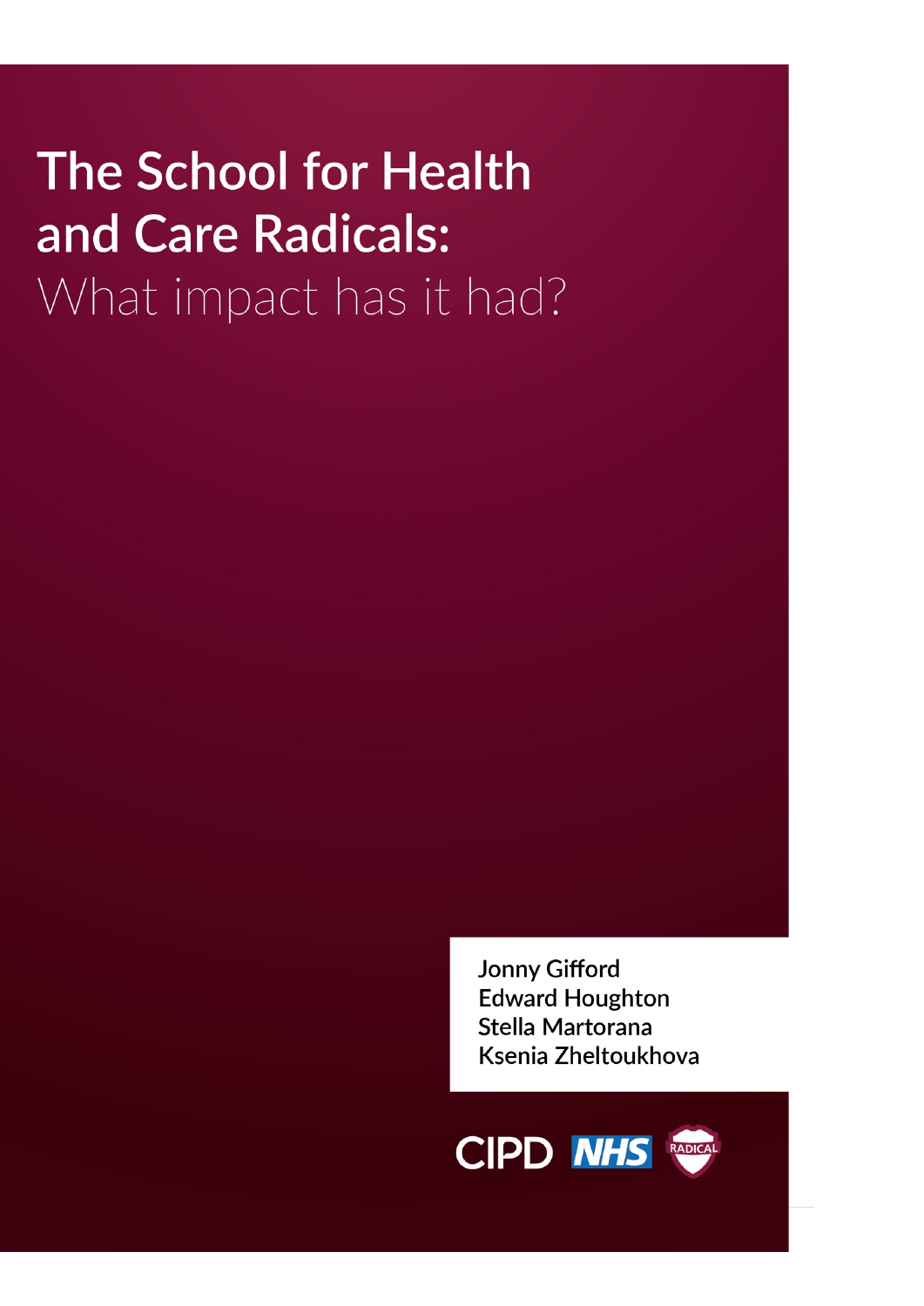# The School for Health and Care Radicals: What impact has it had?

Jonny Gifford
Edward Houghton
Stella Martorana
Ksenia Zheltoukhova

CIPD NHS RADICAL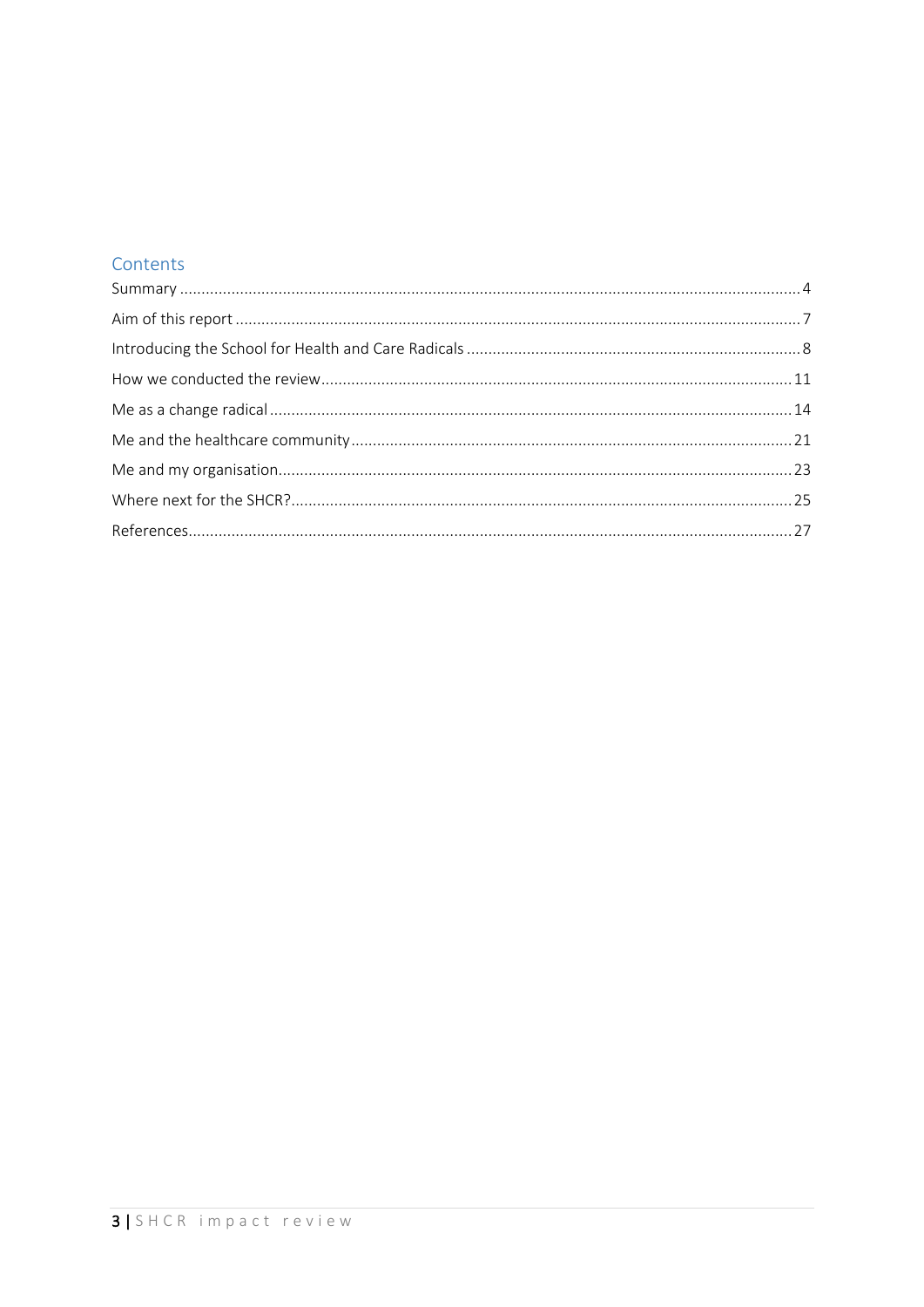## Contents

Summary .................................................................................................. 4

Aim of this report ..................................................................................... 7

Introducing the School for Health and Care Radicals ............................... 8

How we conducted the review ............................................................... 11

Me as a change radical ............................................................................ 14

Me and the healthcare community .......................................................... 21

Me and my organisation.......................................................................... 23

Where next for the SHCR?...................................................................... 25

References.............................................................................................. 27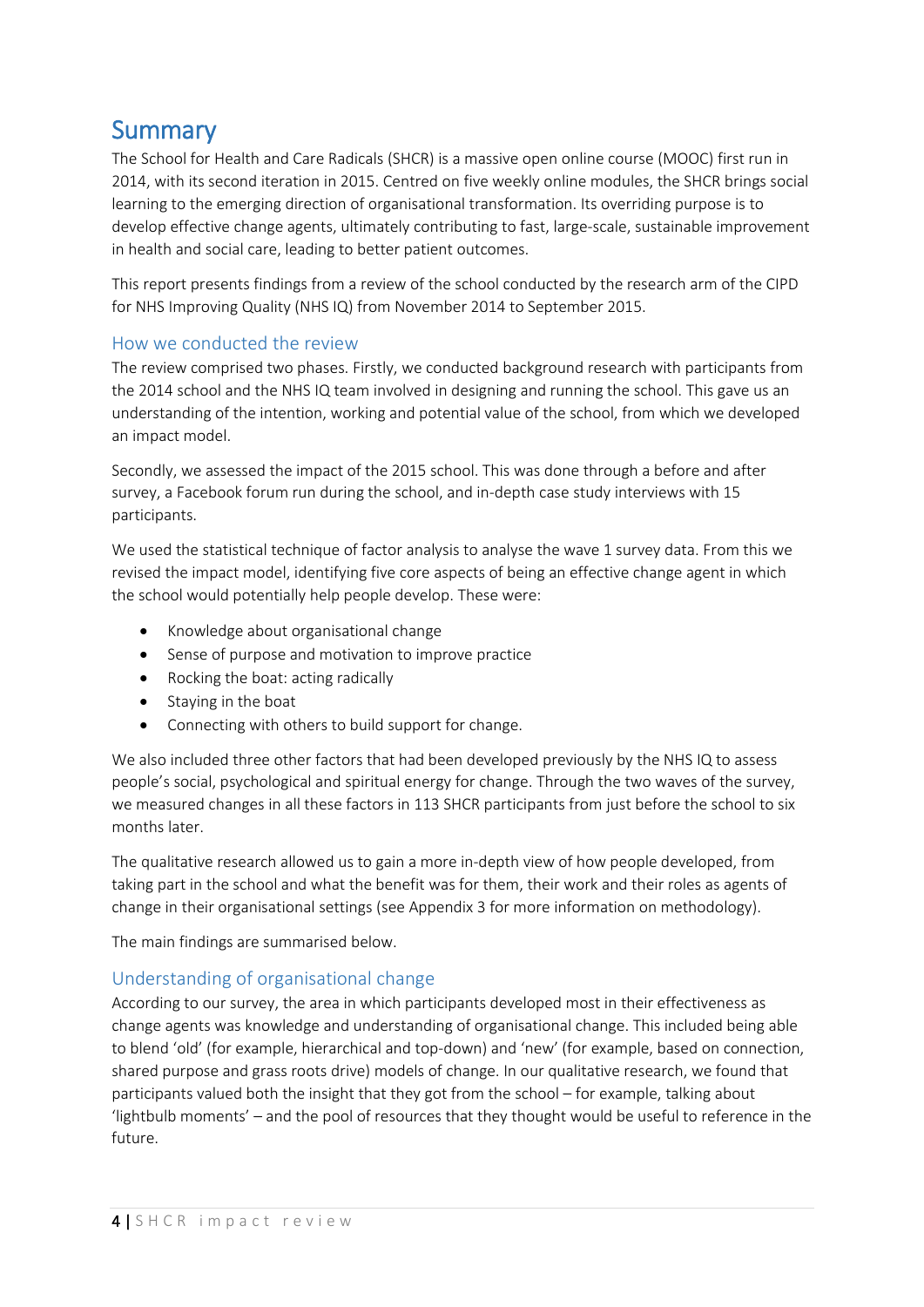# Summary

The School for Health and Care Radicals (SHCR) is a massive open online course (MOOC) first run in 2014, with its second iteration in 2015. Centred on five weekly online modules, the SHCR brings social learning to the emerging direction of organisational transformation. Its overriding purpose is to develop effective change agents, ultimately contributing to fast, large-scale, sustainable improvement in health and social care, leading to better patient outcomes.

This report presents findings from a review of the school conducted by the research arm of the CIPD for NHS Improving Quality (NHS IQ) from November 2014 to September 2015.

## How we conducted the review

The review comprised two phases. Firstly, we conducted background research with participants from the 2014 school and the NHS IQ team involved in designing and running the school. This gave us an understanding of the intention, working and potential value of the school, from which we developed an impact model.

Secondly, we assessed the impact of the 2015 school. This was done through a before and after survey, a Facebook forum run during the school, and in-depth case study interviews with 15 participants.

We used the statistical technique of factor analysis to analyse the wave 1 survey data. From this we revised the impact model, identifying five core aspects of being an effective change agent in which the school would potentially help people develop. These were:

- Knowledge about organisational change
- Sense of purpose and motivation to improve practice
- Rocking the boat: acting radically
- Staying in the boat
- Connecting with others to build support for change.

We also included three other factors that had been developed previously by the NHS IQ to assess people's social, psychological and spiritual energy for change. Through the two waves of the survey, we measured changes in all these factors in 113 SHCR participants from just before the school to six months later.

The qualitative research allowed us to gain a more in-depth view of how people developed, from taking part in the school and what the benefit was for them, their work and their roles as agents of change in their organisational settings (see Appendix 3 for more information on methodology).

The main findings are summarised below.

## Understanding of organisational change

According to our survey, the area in which participants developed most in their effectiveness as change agents was knowledge and understanding of organisational change. This included being able to blend 'old' (for example, hierarchical and top-down) and 'new' (for example, based on connection, shared purpose and grass roots drive) models of change. In our qualitative research, we found that participants valued both the insight that they got from the school – for example, talking about 'lightbulb moments' – and the pool of resources that they thought would be useful to reference in the future.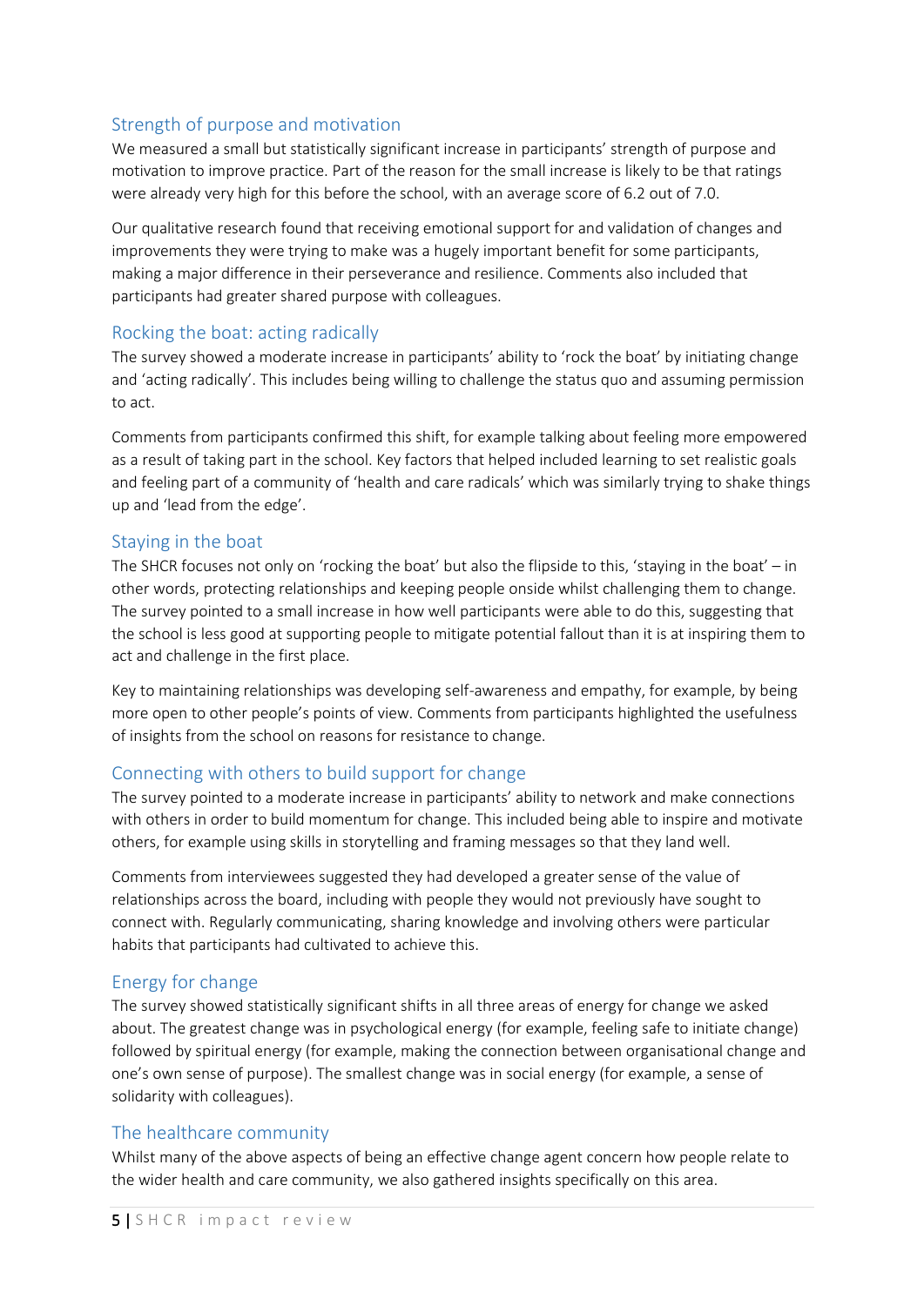### Strength of purpose and motivation

We measured a small but statistically significant increase in participants' strength of purpose and motivation to improve practice. Part of the reason for the small increase is likely to be that ratings were already very high for this before the school, with an average score of 6.2 out of 7.0.

Our qualitative research found that receiving emotional support for and validation of changes and improvements they were trying to make was a hugely important benefit for some participants, making a major difference in their perseverance and resilience. Comments also included that participants had greater shared purpose with colleagues.

### Rocking the boat: acting radically

The survey showed a moderate increase in participants' ability to 'rock the boat' by initiating change and 'acting radically'. This includes being willing to challenge the status quo and assuming permission to act.

Comments from participants confirmed this shift, for example talking about feeling more empowered as a result of taking part in the school. Key factors that helped included learning to set realistic goals and feeling part of a community of 'health and care radicals' which was similarly trying to shake things up and 'lead from the edge'.

### Staying in the boat

The SHCR focuses not only on 'rocking the boat' but also the flipside to this, 'staying in the boat' – in other words, protecting relationships and keeping people onside whilst challenging them to change. The survey pointed to a small increase in how well participants were able to do this, suggesting that the school is less good at supporting people to mitigate potential fallout than it is at inspiring them to act and challenge in the first place.

Key to maintaining relationships was developing self-awareness and empathy, for example, by being more open to other people's points of view. Comments from participants highlighted the usefulness of insights from the school on reasons for resistance to change.

### Connecting with others to build support for change

The survey pointed to a moderate increase in participants' ability to network and make connections with others in order to build momentum for change. This included being able to inspire and motivate others, for example using skills in storytelling and framing messages so that they land well.

Comments from interviewees suggested they had developed a greater sense of the value of relationships across the board, including with people they would not previously have sought to connect with. Regularly communicating, sharing knowledge and involving others were particular habits that participants had cultivated to achieve this.

### Energy for change

The survey showed statistically significant shifts in all three areas of energy for change we asked about. The greatest change was in psychological energy (for example, feeling safe to initiate change) followed by spiritual energy (for example, making the connection between organisational change and one's own sense of purpose). The smallest change was in social energy (for example, a sense of solidarity with colleagues).

### The healthcare community

Whilst many of the above aspects of being an effective change agent concern how people relate to the wider health and care community, we also gathered insights specifically on this area.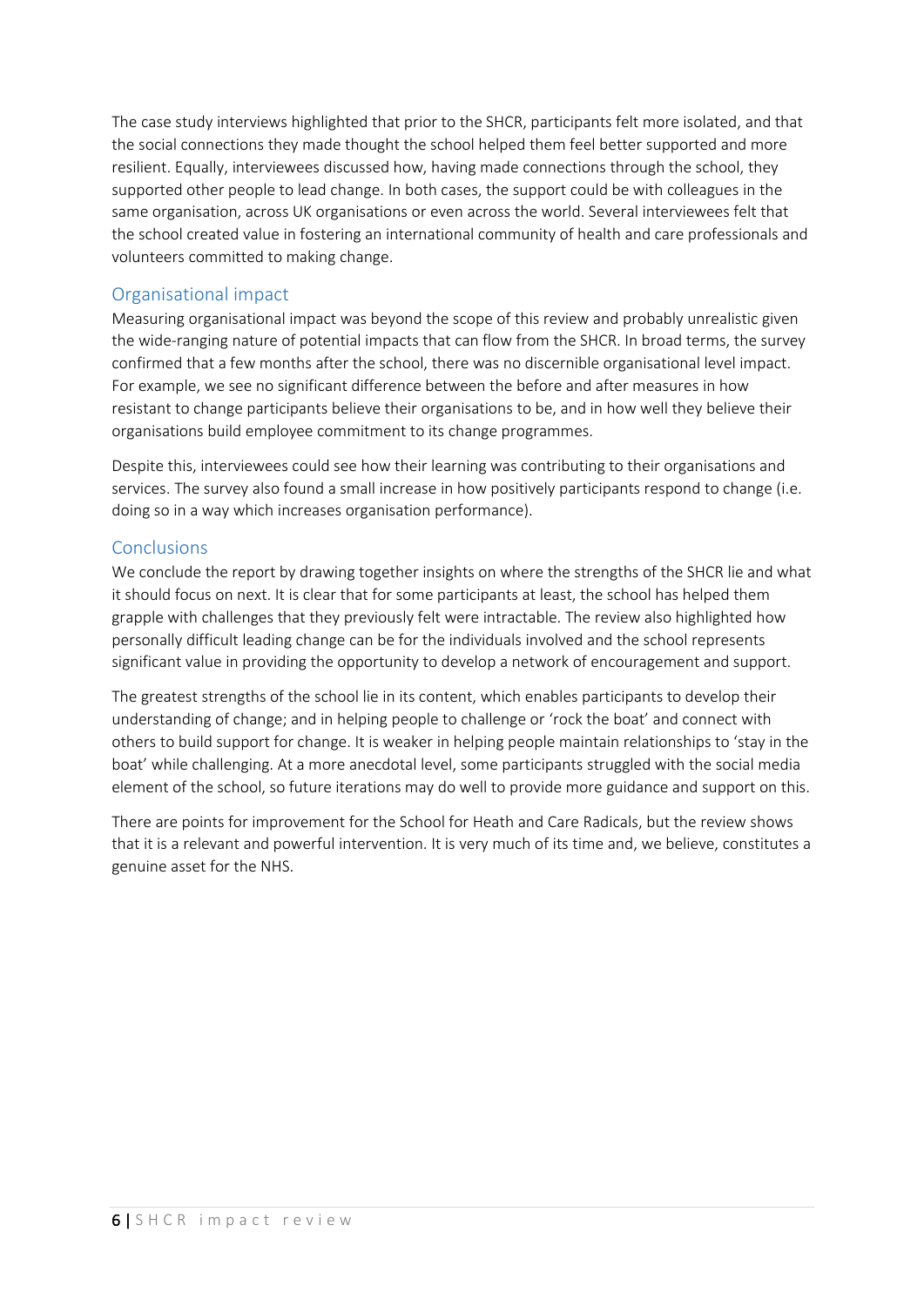The case study interviews highlighted that prior to the SHCR, participants felt more isolated, and that the social connections they made thought the school helped them feel better supported and more resilient. Equally, interviewees discussed how, having made connections through the school, they supported other people to lead change. In both cases, the support could be with colleagues in the same organisation, across UK organisations or even across the world. Several interviewees felt that the school created value in fostering an international community of health and care professionals and volunteers committed to making change.

## Organisational impact

Measuring organisational impact was beyond the scope of this review and probably unrealistic given the wide-ranging nature of potential impacts that can flow from the SHCR. In broad terms, the survey confirmed that a few months after the school, there was no discernible organisational level impact. For example, we see no significant difference between the before and after measures in how resistant to change participants believe their organisations to be, and in how well they believe their organisations build employee commitment to its change programmes.

Despite this, interviewees could see how their learning was contributing to their organisations and services. The survey also found a small increase in how positively participants respond to change (i.e. doing so in a way which increases organisation performance).

## Conclusions

We conclude the report by drawing together insights on where the strengths of the SHCR lie and what it should focus on next. It is clear that for some participants at least, the school has helped them grapple with challenges that they previously felt were intractable. The review also highlighted how personally difficult leading change can be for the individuals involved and the school represents significant value in providing the opportunity to develop a network of encouragement and support.

The greatest strengths of the school lie in its content, which enables participants to develop their understanding of change; and in helping people to challenge or 'rock the boat' and connect with others to build support for change. It is weaker in helping people maintain relationships to 'stay in the boat' while challenging. At a more anecdotal level, some participants struggled with the social media element of the school, so future iterations may do well to provide more guidance and support on this.

There are points for improvement for the School for Heath and Care Radicals, but the review shows that it is a relevant and powerful intervention. It is very much of its time and, we believe, constitutes a genuine asset for the NHS.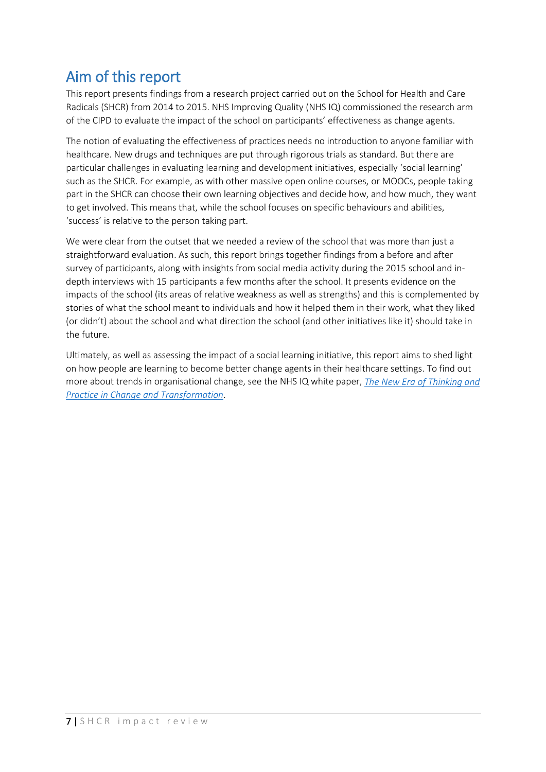## Aim of this report

This report presents findings from a research project carried out on the School for Health and Care Radicals (SHCR) from 2014 to 2015. NHS Improving Quality (NHS IQ) commissioned the research arm of the CIPD to evaluate the impact of the school on participants' effectiveness as change agents.

The notion of evaluating the effectiveness of practices needs no introduction to anyone familiar with healthcare. New drugs and techniques are put through rigorous trials as standard. But there are particular challenges in evaluating learning and development initiatives, especially 'social learning' such as the SHCR. For example, as with other massive open online courses, or MOOCs, people taking part in the SHCR can choose their own learning objectives and decide how, and how much, they want to get involved. This means that, while the school focuses on specific behaviours and abilities, 'success' is relative to the person taking part.

We were clear from the outset that we needed a review of the school that was more than just a straightforward evaluation. As such, this report brings together findings from a before and after survey of participants, along with insights from social media activity during the 2015 school and in-depth interviews with 15 participants a few months after the school. It presents evidence on the impacts of the school (its areas of relative weakness as well as strengths) and this is complemented by stories of what the school meant to individuals and how it helped them in their work, what they liked (or didn't) about the school and what direction the school (and other initiatives like it) should take in the future.

Ultimately, as well as assessing the impact of a social learning initiative, this report aims to shed light on how people are learning to become better change agents in their healthcare settings. To find out more about trends in organisational change, see the NHS IQ white paper, *The New Era of Thinking and Practice in Change and Transformation*.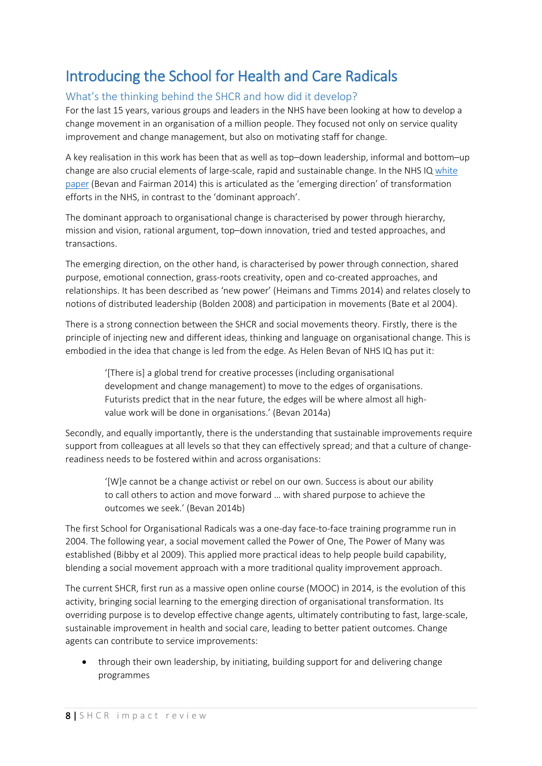# Introducing the School for Health and Care Radicals

## What's the thinking behind the SHCR and how did it develop?

For the last 15 years, various groups and leaders in the NHS have been looking at how to develop a change movement in an organisation of a million people. They focused not only on service quality improvement and change management, but also on motivating staff for change.

A key realisation in this work has been that as well as top–down leadership, informal and bottom–up change are also crucial elements of large-scale, rapid and sustainable change. In the NHS IQ white paper (Bevan and Fairman 2014) this is articulated as the 'emerging direction' of transformation efforts in the NHS, in contrast to the 'dominant approach'.

The dominant approach to organisational change is characterised by power through hierarchy, mission and vision, rational argument, top–down innovation, tried and tested approaches, and transactions.

The emerging direction, on the other hand, is characterised by power through connection, shared purpose, emotional connection, grass-roots creativity, open and co-created approaches, and relationships. It has been described as 'new power' (Heimans and Timms 2014) and relates closely to notions of distributed leadership (Bolden 2008) and participation in movements (Bate et al 2004).

There is a strong connection between the SHCR and social movements theory. Firstly, there is the principle of injecting new and different ideas, thinking and language on organisational change. This is embodied in the idea that change is led from the edge. As Helen Bevan of NHS IQ has put it:

> '[There is] a global trend for creative processes (including organisational development and change management) to move to the edges of organisations. Futurists predict that in the near future, the edges will be where almost all high-value work will be done in organisations.' (Bevan 2014a)

Secondly, and equally importantly, there is the understanding that sustainable improvements require support from colleagues at all levels so that they can effectively spread; and that a culture of change-readiness needs to be fostered within and across organisations:

> '[W]e cannot be a change activist or rebel on our own. Success is about our ability to call others to action and move forward … with shared purpose to achieve the outcomes we seek.' (Bevan 2014b)

The first School for Organisational Radicals was a one-day face-to-face training programme run in 2004. The following year, a social movement called the Power of One, The Power of Many was established (Bibby et al 2009). This applied more practical ideas to help people build capability, blending a social movement approach with a more traditional quality improvement approach.

The current SHCR, first run as a massive open online course (MOOC) in 2014, is the evolution of this activity, bringing social learning to the emerging direction of organisational transformation. Its overriding purpose is to develop effective change agents, ultimately contributing to fast, large-scale, sustainable improvement in health and social care, leading to better patient outcomes. Change agents can contribute to service improvements:

- through their own leadership, by initiating, building support for and delivering change programmes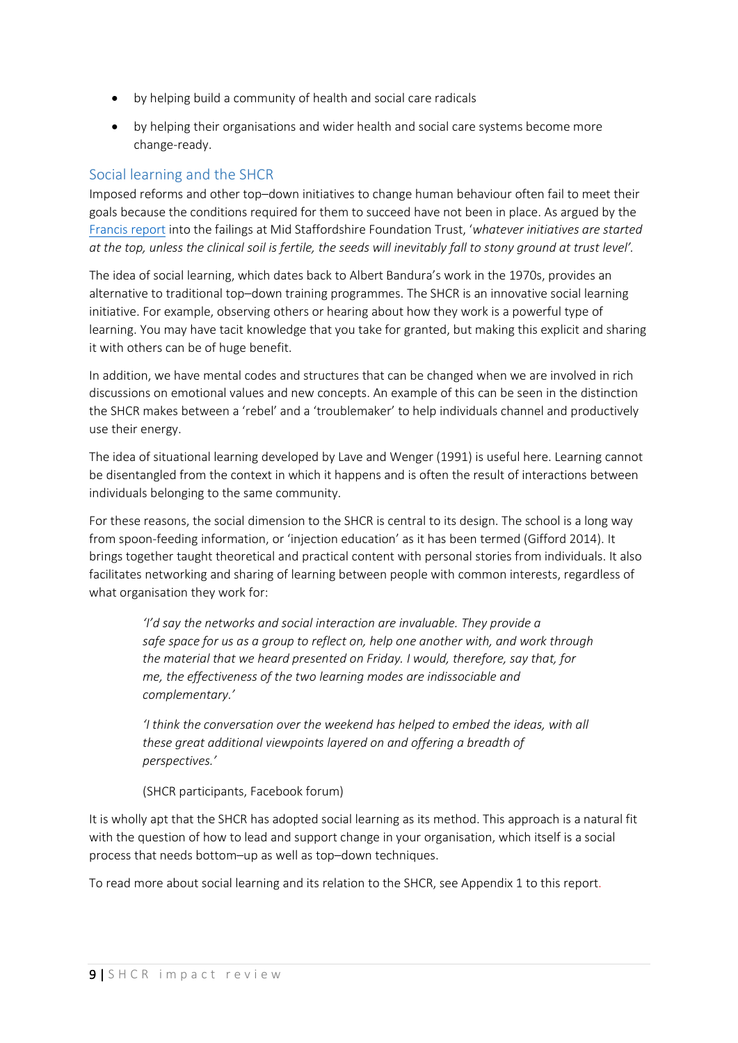- by helping build a community of health and social care radicals
- by helping their organisations and wider health and social care systems become more change-ready.

## Social learning and the SHCR

Imposed reforms and other top–down initiatives to change human behaviour often fail to meet their goals because the conditions required for them to succeed have not been in place. As argued by the Francis report into the failings at Mid Staffordshire Foundation Trust, '*whatever initiatives are started at the top, unless the clinical soil is fertile, the seeds will inevitably fall to stony ground at trust level'.*

The idea of social learning, which dates back to Albert Bandura's work in the 1970s, provides an alternative to traditional top–down training programmes. The SHCR is an innovative social learning initiative. For example, observing others or hearing about how they work is a powerful type of learning. You may have tacit knowledge that you take for granted, but making this explicit and sharing it with others can be of huge benefit.

In addition, we have mental codes and structures that can be changed when we are involved in rich discussions on emotional values and new concepts. An example of this can be seen in the distinction the SHCR makes between a 'rebel' and a 'troublemaker' to help individuals channel and productively use their energy.

The idea of situational learning developed by Lave and Wenger (1991) is useful here. Learning cannot be disentangled from the context in which it happens and is often the result of interactions between individuals belonging to the same community.

For these reasons, the social dimension to the SHCR is central to its design. The school is a long way from spoon-feeding information, or 'injection education' as it has been termed (Gifford 2014). It brings together taught theoretical and practical content with personal stories from individuals. It also facilitates networking and sharing of learning between people with common interests, regardless of what organisation they work for:

> *'I'd say the networks and social interaction are invaluable. They provide a safe space for us as a group to reflect on, help one another with, and work through the material that we heard presented on Friday. I would, therefore, say that, for me, the effectiveness of the two learning modes are indissociable and complementary.'*
>
> *'I think the conversation over the weekend has helped to embed the ideas, with all these great additional viewpoints layered on and offering a breadth of perspectives.'*
>
> (SHCR participants, Facebook forum)

It is wholly apt that the SHCR has adopted social learning as its method. This approach is a natural fit with the question of how to lead and support change in your organisation, which itself is a social process that needs bottom–up as well as top–down techniques.

To read more about social learning and its relation to the SHCR, see Appendix 1 to this report.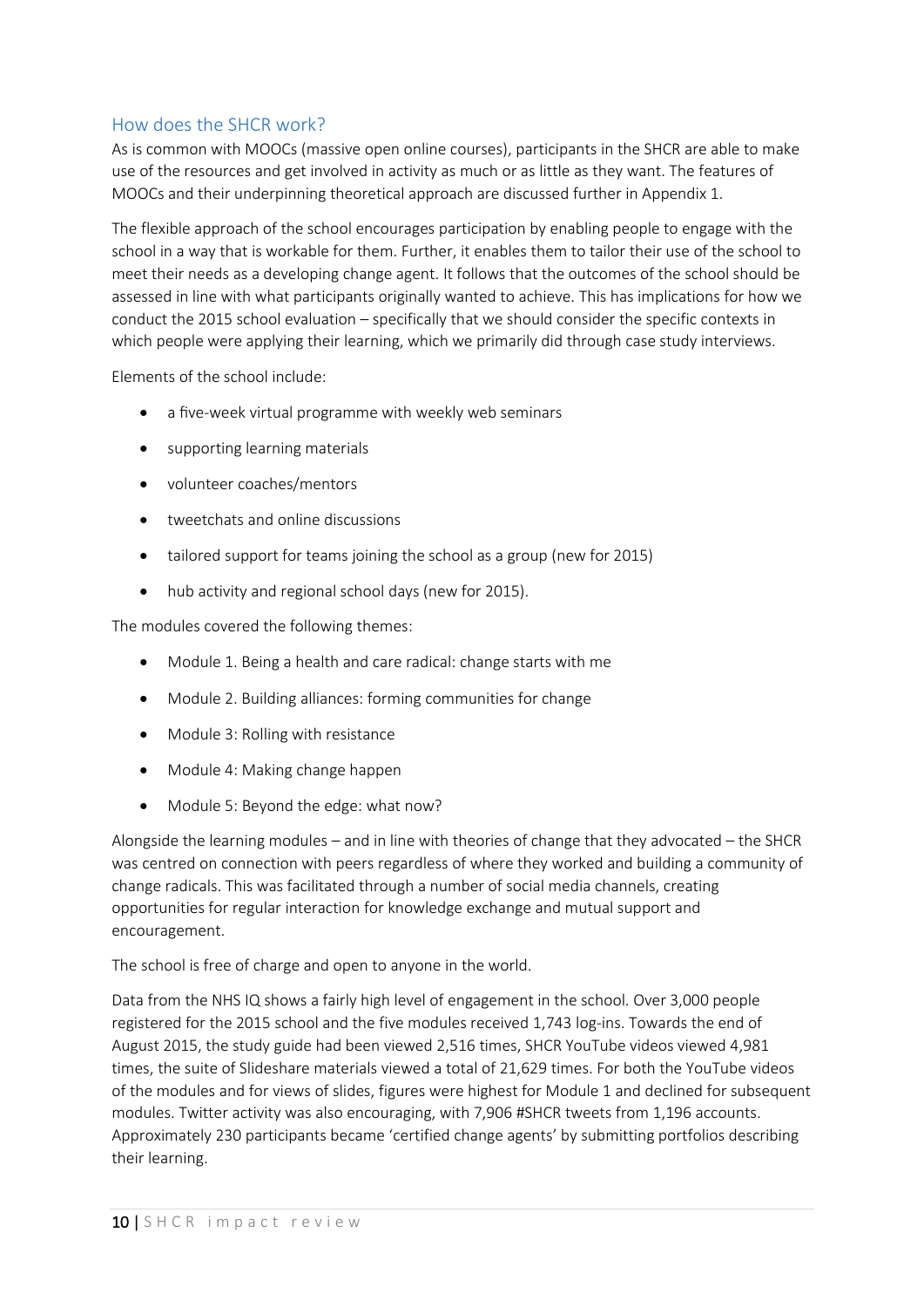## How does the SHCR work?

As is common with MOOCs (massive open online courses), participants in the SHCR are able to make use of the resources and get involved in activity as much or as little as they want. The features of MOOCs and their underpinning theoretical approach are discussed further in Appendix 1.

The flexible approach of the school encourages participation by enabling people to engage with the school in a way that is workable for them. Further, it enables them to tailor their use of the school to meet their needs as a developing change agent. It follows that the outcomes of the school should be assessed in line with what participants originally wanted to achieve. This has implications for how we conduct the 2015 school evaluation – specifically that we should consider the specific contexts in which people were applying their learning, which we primarily did through case study interviews.

Elements of the school include:

- a five-week virtual programme with weekly web seminars
- supporting learning materials
- volunteer coaches/mentors
- tweetchats and online discussions
- tailored support for teams joining the school as a group (new for 2015)
- hub activity and regional school days (new for 2015).

The modules covered the following themes:

- Module 1. Being a health and care radical: change starts with me
- Module 2. Building alliances: forming communities for change
- Module 3: Rolling with resistance
- Module 4: Making change happen
- Module 5: Beyond the edge: what now?

Alongside the learning modules – and in line with theories of change that they advocated – the SHCR was centred on connection with peers regardless of where they worked and building a community of change radicals. This was facilitated through a number of social media channels, creating opportunities for regular interaction for knowledge exchange and mutual support and encouragement.

The school is free of charge and open to anyone in the world.

Data from the NHS IQ shows a fairly high level of engagement in the school. Over 3,000 people registered for the 2015 school and the five modules received 1,743 log-ins. Towards the end of August 2015, the study guide had been viewed 2,516 times, SHCR YouTube videos viewed 4,981 times, the suite of Slideshare materials viewed a total of 21,629 times. For both the YouTube videos of the modules and for views of slides, figures were highest for Module 1 and declined for subsequent modules. Twitter activity was also encouraging, with 7,906 #SHCR tweets from 1,196 accounts. Approximately 230 participants became 'certified change agents' by submitting portfolios describing their learning.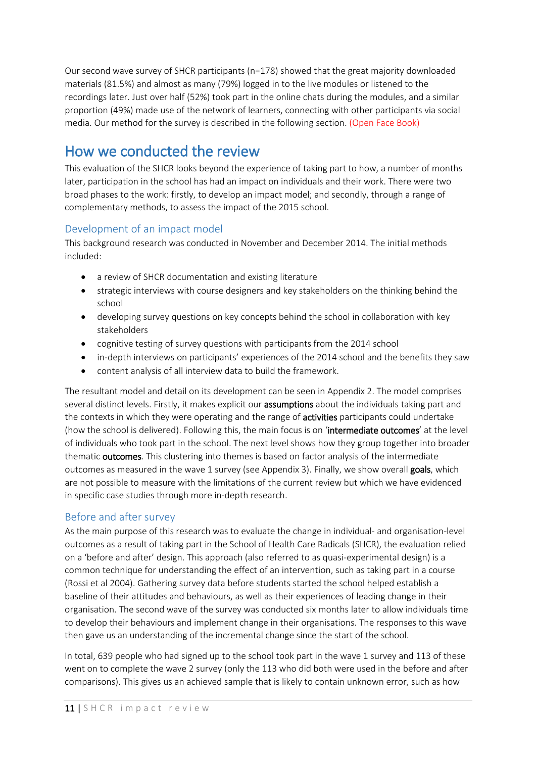Our second wave survey of SHCR participants (n=178) showed that the great majority downloaded materials (81.5%) and almost as many (79%) logged in to the live modules or listened to the recordings later. Just over half (52%) took part in the online chats during the modules, and a similar proportion (49%) made use of the network of learners, connecting with other participants via social media. Our method for the survey is described in the following section. (Open Face Book)

## How we conducted the review

This evaluation of the SHCR looks beyond the experience of taking part to how, a number of months later, participation in the school has had an impact on individuals and their work. There were two broad phases to the work: firstly, to develop an impact model; and secondly, through a range of complementary methods, to assess the impact of the 2015 school.

### Development of an impact model

This background research was conducted in November and December 2014. The initial methods included:

- a review of SHCR documentation and existing literature
- strategic interviews with course designers and key stakeholders on the thinking behind the school
- developing survey questions on key concepts behind the school in collaboration with key stakeholders
- cognitive testing of survey questions with participants from the 2014 school
- in-depth interviews on participants' experiences of the 2014 school and the benefits they saw
- content analysis of all interview data to build the framework.

The resultant model and detail on its development can be seen in Appendix 2. The model comprises several distinct levels. Firstly, it makes explicit our **assumptions** about the individuals taking part and the contexts in which they were operating and the range of **activities** participants could undertake (how the school is delivered). Following this, the main focus is on '**intermediate outcomes**' at the level of individuals who took part in the school. The next level shows how they group together into broader thematic **outcomes**. This clustering into themes is based on factor analysis of the intermediate outcomes as measured in the wave 1 survey (see Appendix 3). Finally, we show overall **goals**, which are not possible to measure with the limitations of the current review but which we have evidenced in specific case studies through more in-depth research.

### Before and after survey

As the main purpose of this research was to evaluate the change in individual- and organisation-level outcomes as a result of taking part in the School of Health Care Radicals (SHCR), the evaluation relied on a 'before and after' design. This approach (also referred to as quasi-experimental design) is a common technique for understanding the effect of an intervention, such as taking part in a course (Rossi et al 2004). Gathering survey data before students started the school helped establish a baseline of their attitudes and behaviours, as well as their experiences of leading change in their organisation. The second wave of the survey was conducted six months later to allow individuals time to develop their behaviours and implement change in their organisations. The responses to this wave then gave us an understanding of the incremental change since the start of the school.

In total, 639 people who had signed up to the school took part in the wave 1 survey and 113 of these went on to complete the wave 2 survey (only the 113 who did both were used in the before and after comparisons). This gives us an achieved sample that is likely to contain unknown error, such as how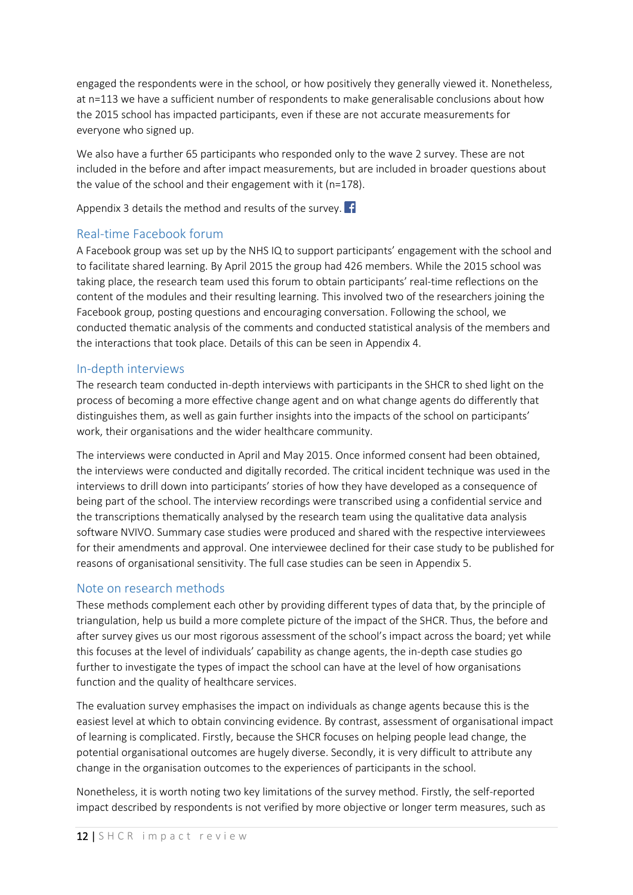engaged the respondents were in the school, or how positively they generally viewed it. Nonetheless, at n=113 we have a sufficient number of respondents to make generalisable conclusions about how the 2015 school has impacted participants, even if these are not accurate measurements for everyone who signed up.

We also have a further 65 participants who responded only to the wave 2 survey. These are not included in the before and after impact measurements, but are included in broader questions about the value of the school and their engagement with it (n=178).

Appendix 3 details the method and results of the survey.

## Real-time Facebook forum

A Facebook group was set up by the NHS IQ to support participants' engagement with the school and to facilitate shared learning. By April 2015 the group had 426 members. While the 2015 school was taking place, the research team used this forum to obtain participants' real-time reflections on the content of the modules and their resulting learning. This involved two of the researchers joining the Facebook group, posting questions and encouraging conversation. Following the school, we conducted thematic analysis of the comments and conducted statistical analysis of the members and the interactions that took place. Details of this can be seen in Appendix 4.

## In-depth interviews

The research team conducted in-depth interviews with participants in the SHCR to shed light on the process of becoming a more effective change agent and on what change agents do differently that distinguishes them, as well as gain further insights into the impacts of the school on participants' work, their organisations and the wider healthcare community.

The interviews were conducted in April and May 2015. Once informed consent had been obtained, the interviews were conducted and digitally recorded. The critical incident technique was used in the interviews to drill down into participants' stories of how they have developed as a consequence of being part of the school. The interview recordings were transcribed using a confidential service and the transcriptions thematically analysed by the research team using the qualitative data analysis software NVIVO. Summary case studies were produced and shared with the respective interviewees for their amendments and approval. One interviewee declined for their case study to be published for reasons of organisational sensitivity. The full case studies can be seen in Appendix 5.

## Note on research methods

These methods complement each other by providing different types of data that, by the principle of triangulation, help us build a more complete picture of the impact of the SHCR. Thus, the before and after survey gives us our most rigorous assessment of the school's impact across the board; yet while this focuses at the level of individuals' capability as change agents, the in-depth case studies go further to investigate the types of impact the school can have at the level of how organisations function and the quality of healthcare services.

The evaluation survey emphasises the impact on individuals as change agents because this is the easiest level at which to obtain convincing evidence. By contrast, assessment of organisational impact of learning is complicated. Firstly, because the SHCR focuses on helping people lead change, the potential organisational outcomes are hugely diverse. Secondly, it is very difficult to attribute any change in the organisation outcomes to the experiences of participants in the school.

Nonetheless, it is worth noting two key limitations of the survey method. Firstly, the self-reported impact described by respondents is not verified by more objective or longer term measures, such as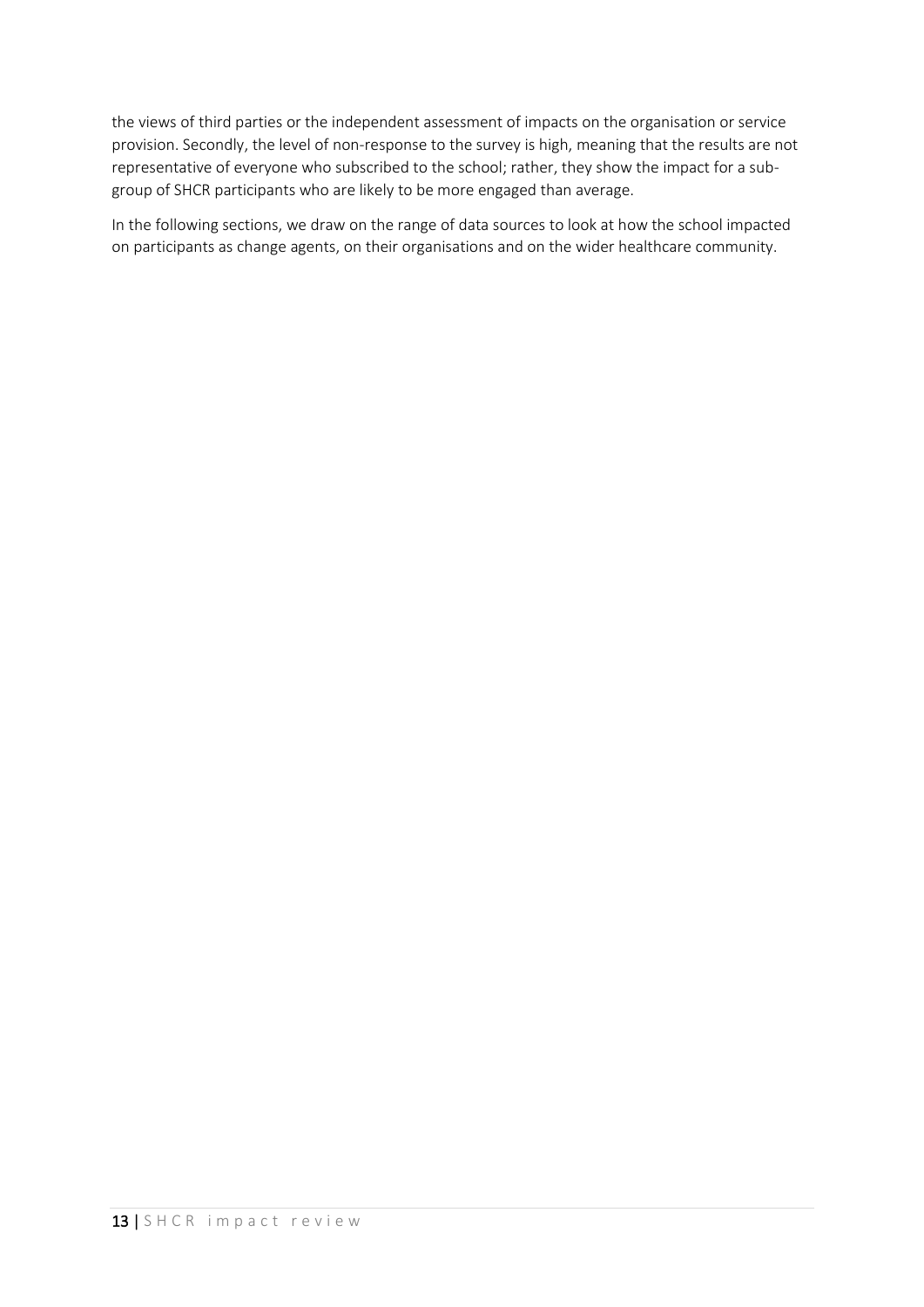the views of third parties or the independent assessment of impacts on the organisation or service provision. Secondly, the level of non-response to the survey is high, meaning that the results are not representative of everyone who subscribed to the school; rather, they show the impact for a sub-group of SHCR participants who are likely to be more engaged than average.

In the following sections, we draw on the range of data sources to look at how the school impacted on participants as change agents, on their organisations and on the wider healthcare community.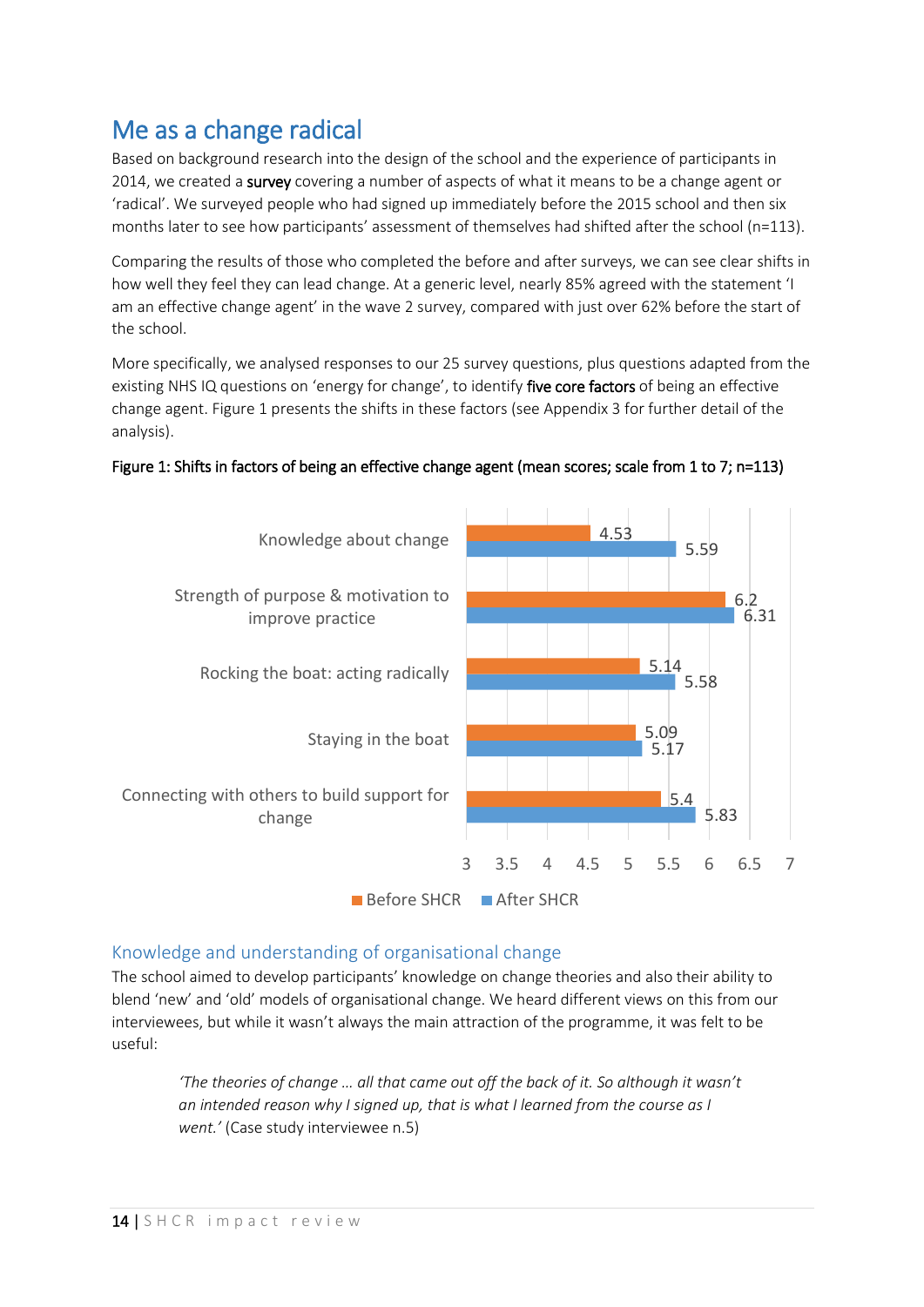## Me as a change radical

Based on background research into the design of the school and the experience of participants in 2014, we created a **survey** covering a number of aspects of what it means to be a change agent or 'radical'. We surveyed people who had signed up immediately before the 2015 school and then six months later to see how participants' assessment of themselves had shifted after the school (n=113).

Comparing the results of those who completed the before and after surveys, we can see clear shifts in how well they feel they can lead change. At a generic level, nearly 85% agreed with the statement 'I am an effective change agent' in the wave 2 survey, compared with just over 62% before the start of the school.

More specifically, we analysed responses to our 25 survey questions, plus questions adapted from the existing NHS IQ questions on 'energy for change', to identify **five core factors** of being an effective change agent. Figure 1 presents the shifts in these factors (see Appendix 3 for further detail of the analysis).

Figure 1: Shifts in factors of being an effective change agent (mean scores; scale from 1 to 7; n=113)

| Factor | Before SHCR | After SHCR |
|---|---|---|
| Knowledge about change | 4.53 | 5.59 |
| Strength of purpose & motivation to improve practice | 6.2 | 6.31 |
| Rocking the boat: acting radically | 5.14 | 5.58 |
| Staying in the boat | 5.09 | 5.17 |
| Connecting with others to build support for change | 5.4 | 5.83 |

### Knowledge and understanding of organisational change

The school aimed to develop participants' knowledge on change theories and also their ability to blend 'new' and 'old' models of organisational change. We heard different views on this from our interviewees, but while it wasn't always the main attraction of the programme, it was felt to be useful:

> *'The theories of change … all that came out off the back of it. So although it wasn't an intended reason why I signed up, that is what I learned from the course as I went.'* (Case study interviewee n.5)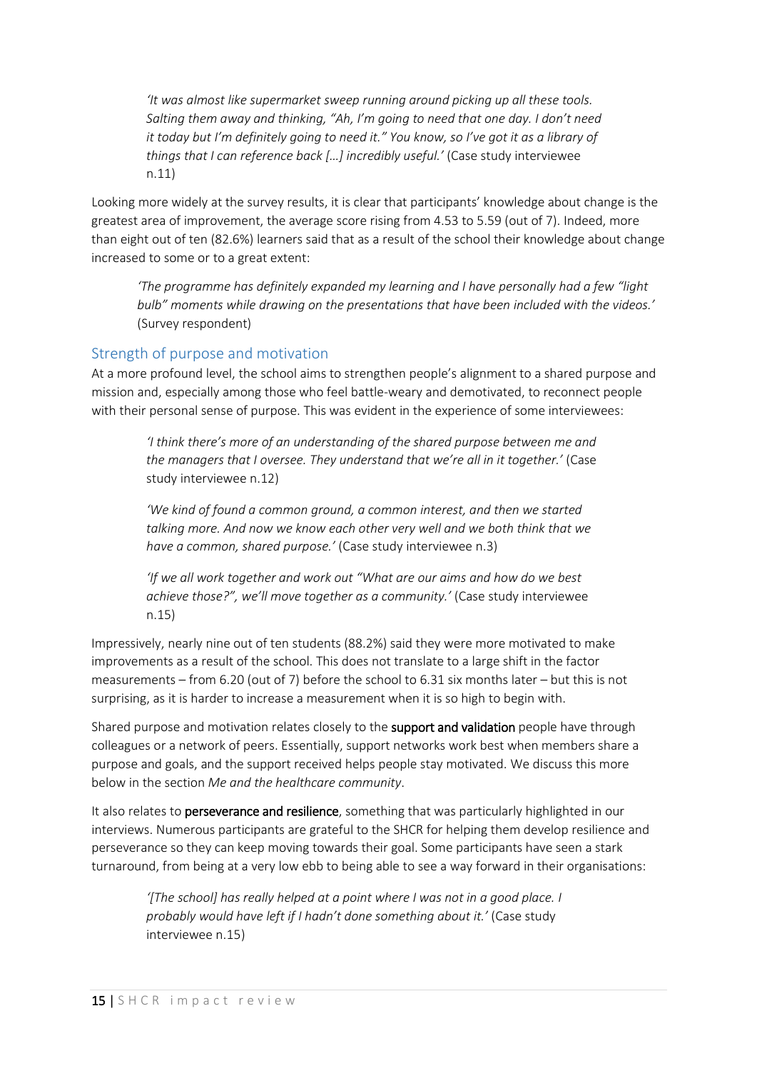> *'It was almost like supermarket sweep running around picking up all these tools. Salting them away and thinking, "Ah, I'm going to need that one day. I don't need it today but I'm definitely going to need it." You know, so I've got it as a library of things that I can reference back […] incredibly useful.'* (Case study interviewee n.11)

Looking more widely at the survey results, it is clear that participants' knowledge about change is the greatest area of improvement, the average score rising from 4.53 to 5.59 (out of 7). Indeed, more than eight out of ten (82.6%) learners said that as a result of the school their knowledge about change increased to some or to a great extent:

> *'The programme has definitely expanded my learning and I have personally had a few "light bulb" moments while drawing on the presentations that have been included with the videos.'* (Survey respondent)

## Strength of purpose and motivation

At a more profound level, the school aims to strengthen people's alignment to a shared purpose and mission and, especially among those who feel battle-weary and demotivated, to reconnect people with their personal sense of purpose. This was evident in the experience of some interviewees:

> *'I think there's more of an understanding of the shared purpose between me and the managers that I oversee. They understand that we're all in it together.'* (Case study interviewee n.12)

> *'We kind of found a common ground, a common interest, and then we started talking more. And now we know each other very well and we both think that we have a common, shared purpose.'* (Case study interviewee n.3)

> *'If we all work together and work out "What are our aims and how do we best achieve those?", we'll move together as a community.'* (Case study interviewee n.15)

Impressively, nearly nine out of ten students (88.2%) said they were more motivated to make improvements as a result of the school. This does not translate to a large shift in the factor measurements – from 6.20 (out of 7) before the school to 6.31 six months later – but this is not surprising, as it is harder to increase a measurement when it is so high to begin with.

Shared purpose and motivation relates closely to the **support and validation** people have through colleagues or a network of peers. Essentially, support networks work best when members share a purpose and goals, and the support received helps people stay motivated. We discuss this more below in the section *Me and the healthcare community*.

It also relates to **perseverance and resilience**, something that was particularly highlighted in our interviews. Numerous participants are grateful to the SHCR for helping them develop resilience and perseverance so they can keep moving towards their goal. Some participants have seen a stark turnaround, from being at a very low ebb to being able to see a way forward in their organisations:

> *'[The school] has really helped at a point where I was not in a good place. I probably would have left if I hadn't done something about it.'* (Case study interviewee n.15)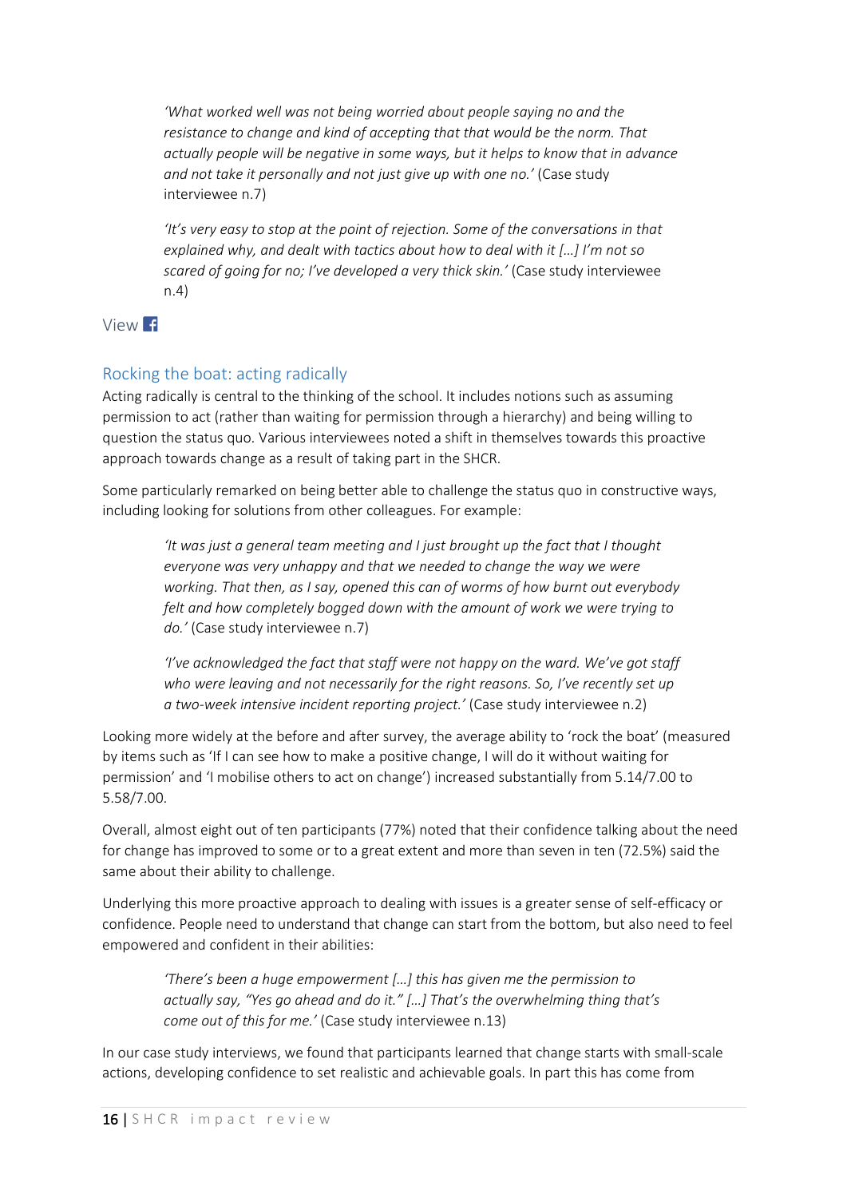> *'What worked well was not being worried about people saying no and the resistance to change and kind of accepting that that would be the norm. That actually people will be negative in some ways, but it helps to know that in advance and not take it personally and not just give up with one no.'* (Case study interviewee n.7)

> *'It's very easy to stop at the point of rejection. Some of the conversations in that explained why, and dealt with tactics about how to deal with it […] I'm not so scared of going for no; I've developed a very thick skin.'* (Case study interviewee n.4)

View

## Rocking the boat: acting radically

Acting radically is central to the thinking of the school. It includes notions such as assuming permission to act (rather than waiting for permission through a hierarchy) and being willing to question the status quo. Various interviewees noted a shift in themselves towards this proactive approach towards change as a result of taking part in the SHCR.

Some particularly remarked on being better able to challenge the status quo in constructive ways, including looking for solutions from other colleagues. For example:

> *'It was just a general team meeting and I just brought up the fact that I thought everyone was very unhappy and that we needed to change the way we were working. That then, as I say, opened this can of worms of how burnt out everybody felt and how completely bogged down with the amount of work we were trying to do.'* (Case study interviewee n.7)

> *'I've acknowledged the fact that staff were not happy on the ward. We've got staff who were leaving and not necessarily for the right reasons. So, I've recently set up a two-week intensive incident reporting project.'* (Case study interviewee n.2)

Looking more widely at the before and after survey, the average ability to 'rock the boat' (measured by items such as 'If I can see how to make a positive change, I will do it without waiting for permission' and 'I mobilise others to act on change') increased substantially from 5.14/7.00 to 5.58/7.00.

Overall, almost eight out of ten participants (77%) noted that their confidence talking about the need for change has improved to some or to a great extent and more than seven in ten (72.5%) said the same about their ability to challenge.

Underlying this more proactive approach to dealing with issues is a greater sense of self-efficacy or confidence. People need to understand that change can start from the bottom, but also need to feel empowered and confident in their abilities:

> *'There's been a huge empowerment […] this has given me the permission to actually say, "Yes go ahead and do it." […] That's the overwhelming thing that's come out of this for me.'* (Case study interviewee n.13)

In our case study interviews, we found that participants learned that change starts with small-scale actions, developing confidence to set realistic and achievable goals. In part this has come from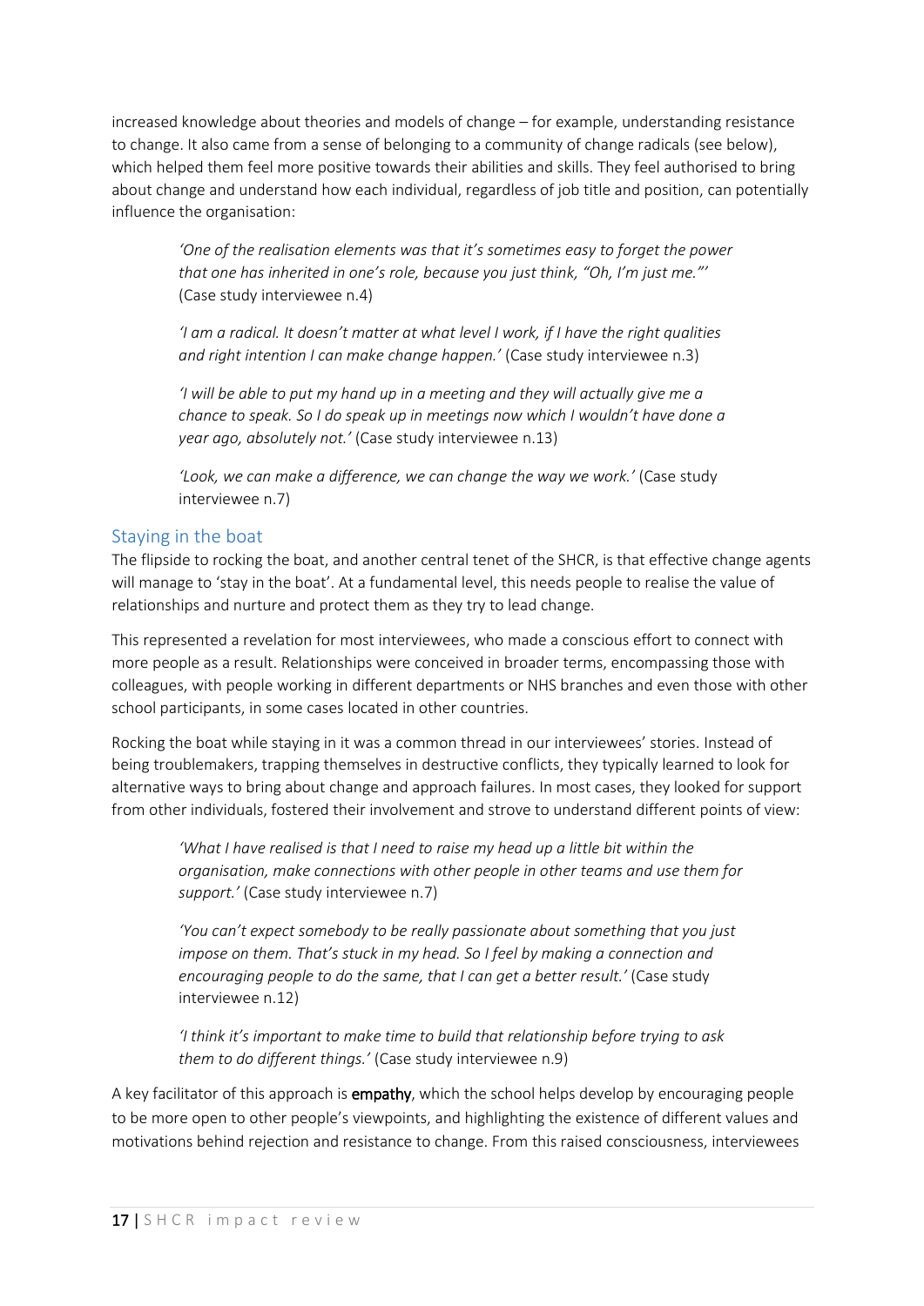increased knowledge about theories and models of change – for example, understanding resistance to change. It also came from a sense of belonging to a community of change radicals (see below), which helped them feel more positive towards their abilities and skills. They feel authorised to bring about change and understand how each individual, regardless of job title and position, can potentially influence the organisation:

> *'One of the realisation elements was that it's sometimes easy to forget the power that one has inherited in one's role, because you just think, "Oh, I'm just me."'* (Case study interviewee n.4)
>
> *'I am a radical. It doesn't matter at what level I work, if I have the right qualities and right intention I can make change happen.'* (Case study interviewee n.3)
>
> *'I will be able to put my hand up in a meeting and they will actually give me a chance to speak. So I do speak up in meetings now which I wouldn't have done a year ago, absolutely not.'* (Case study interviewee n.13)
>
> *'Look, we can make a difference, we can change the way we work.'* (Case study interviewee n.7)

## Staying in the boat

The flipside to rocking the boat, and another central tenet of the SHCR, is that effective change agents will manage to 'stay in the boat'. At a fundamental level, this needs people to realise the value of relationships and nurture and protect them as they try to lead change.

This represented a revelation for most interviewees, who made a conscious effort to connect with more people as a result. Relationships were conceived in broader terms, encompassing those with colleagues, with people working in different departments or NHS branches and even those with other school participants, in some cases located in other countries.

Rocking the boat while staying in it was a common thread in our interviewees' stories. Instead of being troublemakers, trapping themselves in destructive conflicts, they typically learned to look for alternative ways to bring about change and approach failures. In most cases, they looked for support from other individuals, fostered their involvement and strove to understand different points of view:

> *'What I have realised is that I need to raise my head up a little bit within the organisation, make connections with other people in other teams and use them for support.'* (Case study interviewee n.7)
>
> *'You can't expect somebody to be really passionate about something that you just impose on them. That's stuck in my head. So I feel by making a connection and encouraging people to do the same, that I can get a better result.'* (Case study interviewee n.12)
>
> *'I think it's important to make time to build that relationship before trying to ask them to do different things.'* (Case study interviewee n.9)

A key facilitator of this approach is **empathy**, which the school helps develop by encouraging people to be more open to other people's viewpoints, and highlighting the existence of different values and motivations behind rejection and resistance to change. From this raised consciousness, interviewees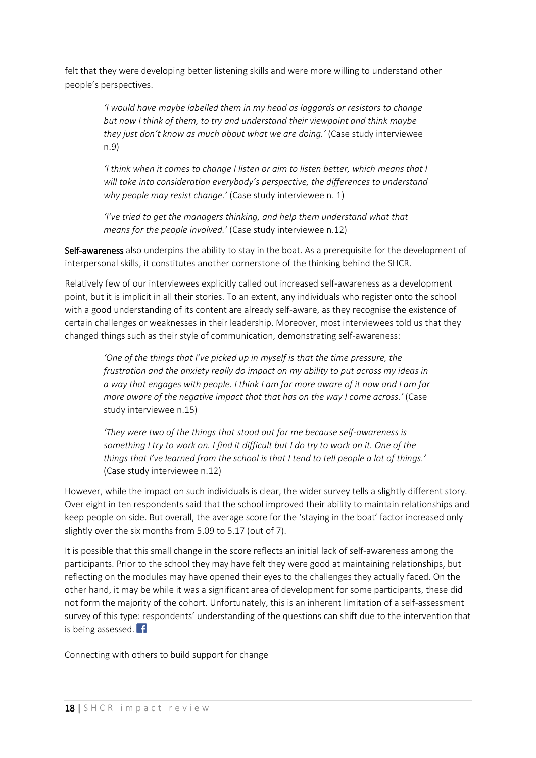felt that they were developing better listening skills and were more willing to understand other people's perspectives.

> *'I would have maybe labelled them in my head as laggards or resistors to change but now I think of them, to try and understand their viewpoint and think maybe they just don't know as much about what we are doing.'* (Case study interviewee n.9)
>
> *'I think when it comes to change I listen or aim to listen better, which means that I will take into consideration everybody's perspective, the differences to understand why people may resist change.'* (Case study interviewee n. 1)
>
> *'I've tried to get the managers thinking, and help them understand what that means for the people involved.'* (Case study interviewee n.12)

**Self-awareness** also underpins the ability to stay in the boat. As a prerequisite for the development of interpersonal skills, it constitutes another cornerstone of the thinking behind the SHCR.

Relatively few of our interviewees explicitly called out increased self-awareness as a development point, but it is implicit in all their stories. To an extent, any individuals who register onto the school with a good understanding of its content are already self-aware, as they recognise the existence of certain challenges or weaknesses in their leadership. Moreover, most interviewees told us that they changed things such as their style of communication, demonstrating self-awareness:

> *'One of the things that I've picked up in myself is that the time pressure, the frustration and the anxiety really do impact on my ability to put across my ideas in a way that engages with people. I think I am far more aware of it now and I am far more aware of the negative impact that that has on the way I come across.'* (Case study interviewee n.15)
>
> *'They were two of the things that stood out for me because self-awareness is something I try to work on. I find it difficult but I do try to work on it. One of the things that I've learned from the school is that I tend to tell people a lot of things.'* (Case study interviewee n.12)

However, while the impact on such individuals is clear, the wider survey tells a slightly different story. Over eight in ten respondents said that the school improved their ability to maintain relationships and keep people on side. But overall, the average score for the 'staying in the boat' factor increased only slightly over the six months from 5.09 to 5.17 (out of 7).

It is possible that this small change in the score reflects an initial lack of self-awareness among the participants. Prior to the school they may have felt they were good at maintaining relationships, but reflecting on the modules may have opened their eyes to the challenges they actually faced. On the other hand, it may be while it was a significant area of development for some participants, these did not form the majority of the cohort. Unfortunately, this is an inherent limitation of a self-assessment survey of this type: respondents' understanding of the questions can shift due to the intervention that is being assessed.

Connecting with others to build support for change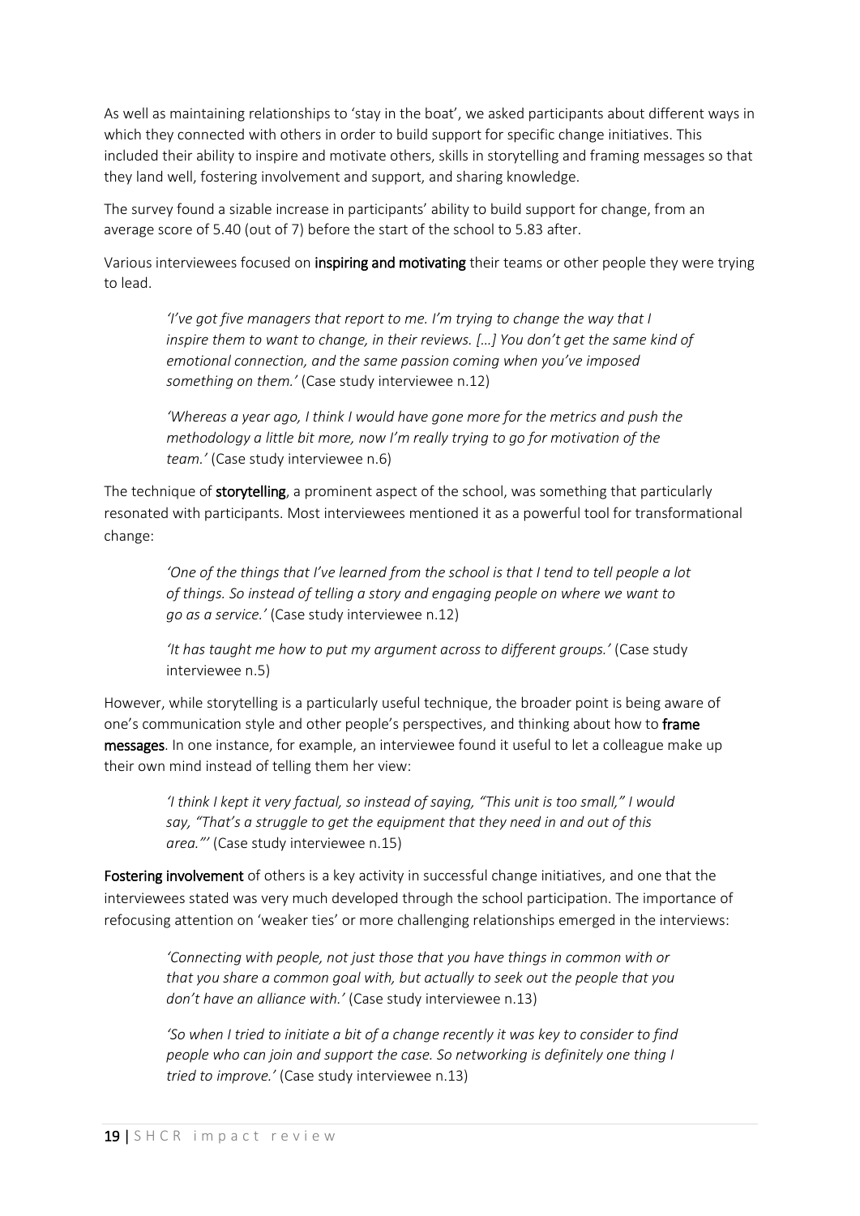As well as maintaining relationships to 'stay in the boat', we asked participants about different ways in which they connected with others in order to build support for specific change initiatives. This included their ability to inspire and motivate others, skills in storytelling and framing messages so that they land well, fostering involvement and support, and sharing knowledge.

The survey found a sizable increase in participants' ability to build support for change, from an average score of 5.40 (out of 7) before the start of the school to 5.83 after.

Various interviewees focused on **inspiring and motivating** their teams or other people they were trying to lead.

> *'I've got five managers that report to me. I'm trying to change the way that I inspire them to want to change, in their reviews. […] You don't get the same kind of emotional connection, and the same passion coming when you've imposed something on them.'* (Case study interviewee n.12)

> *'Whereas a year ago, I think I would have gone more for the metrics and push the methodology a little bit more, now I'm really trying to go for motivation of the team.'* (Case study interviewee n.6)

The technique of **storytelling**, a prominent aspect of the school, was something that particularly resonated with participants. Most interviewees mentioned it as a powerful tool for transformational change:

> *'One of the things that I've learned from the school is that I tend to tell people a lot of things. So instead of telling a story and engaging people on where we want to go as a service.'* (Case study interviewee n.12)

> *'It has taught me how to put my argument across to different groups.'* (Case study interviewee n.5)

However, while storytelling is a particularly useful technique, the broader point is being aware of one's communication style and other people's perspectives, and thinking about how to **frame messages**. In one instance, for example, an interviewee found it useful to let a colleague make up their own mind instead of telling them her view:

> *'I think I kept it very factual, so instead of saying, "This unit is too small," I would say, "That's a struggle to get the equipment that they need in and out of this area."'* (Case study interviewee n.15)

**Fostering involvement** of others is a key activity in successful change initiatives, and one that the interviewees stated was very much developed through the school participation. The importance of refocusing attention on 'weaker ties' or more challenging relationships emerged in the interviews:

> *'Connecting with people, not just those that you have things in common with or that you share a common goal with, but actually to seek out the people that you don't have an alliance with.'* (Case study interviewee n.13)

> *'So when I tried to initiate a bit of a change recently it was key to consider to find people who can join and support the case. So networking is definitely one thing I tried to improve.'* (Case study interviewee n.13)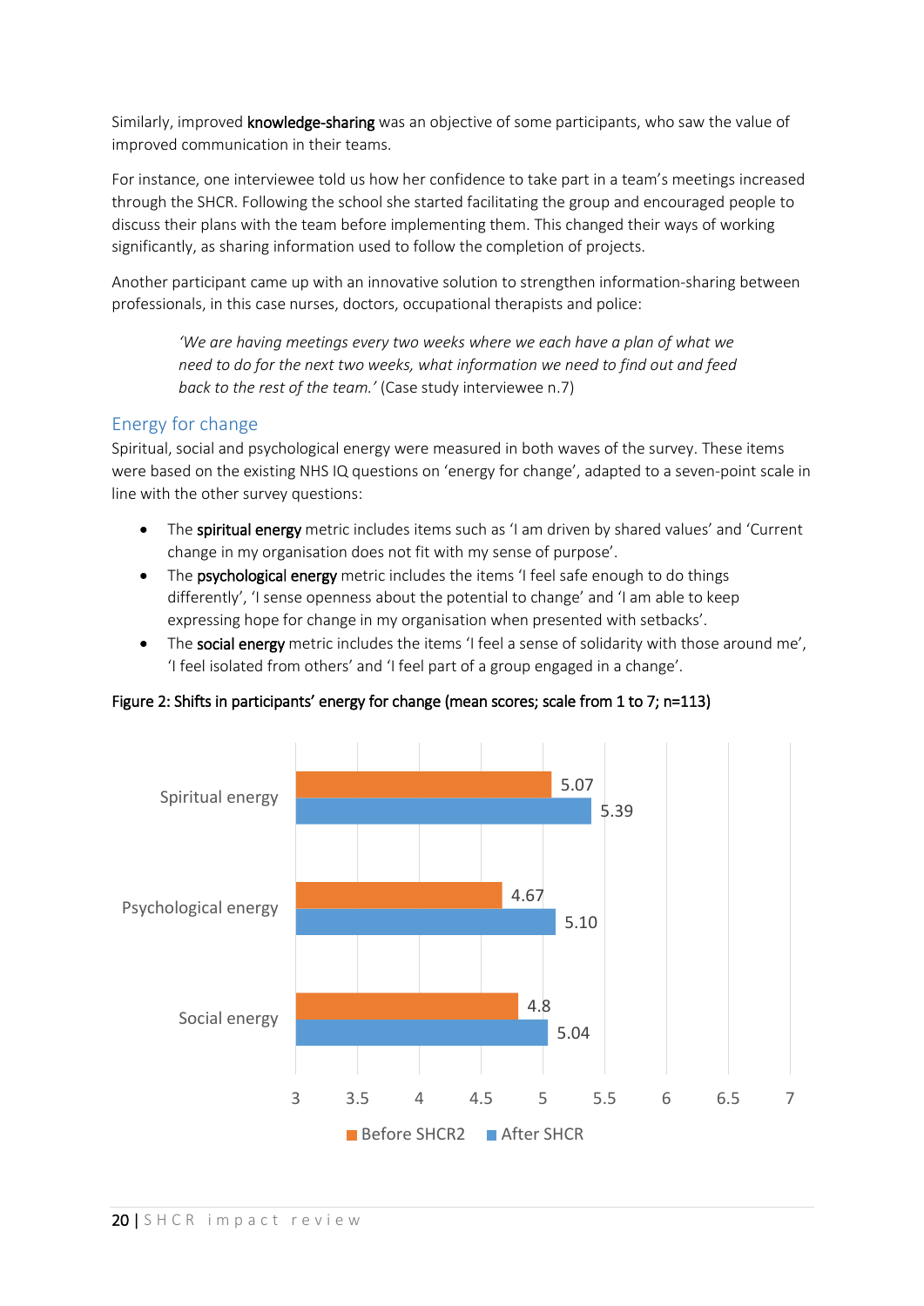Similarly, improved **knowledge-sharing** was an objective of some participants, who saw the value of improved communication in their teams.

For instance, one interviewee told us how her confidence to take part in a team's meetings increased through the SHCR. Following the school she started facilitating the group and encouraged people to discuss their plans with the team before implementing them. This changed their ways of working significantly, as sharing information used to follow the completion of projects.

Another participant came up with an innovative solution to strengthen information-sharing between professionals, in this case nurses, doctors, occupational therapists and police:

> *'We are having meetings every two weeks where we each have a plan of what we need to do for the next two weeks, what information we need to find out and feed back to the rest of the team.'* (Case study interviewee n.7)

## Energy for change

Spiritual, social and psychological energy were measured in both waves of the survey. These items were based on the existing NHS IQ questions on 'energy for change', adapted to a seven-point scale in line with the other survey questions:

- The **spiritual energy** metric includes items such as 'I am driven by shared values' and 'Current change in my organisation does not fit with my sense of purpose'.
- The **psychological energy** metric includes the items 'I feel safe enough to do things differently', 'I sense openness about the potential to change' and 'I am able to keep expressing hope for change in my organisation when presented with setbacks'.
- The **social energy** metric includes the items 'I feel a sense of solidarity with those around me', 'I feel isolated from others' and 'I feel part of a group engaged in a change'.

**Figure 2: Shifts in participants' energy for change (mean scores; scale from 1 to 7; n=113)**

| | Before SHCR2 | After SHCR |
|---|---|---|
| Spiritual energy | 5.07 | 5.39 |
| Psychological energy | 4.67 | 5.10 |
| Social energy | 4.8 | 5.04 |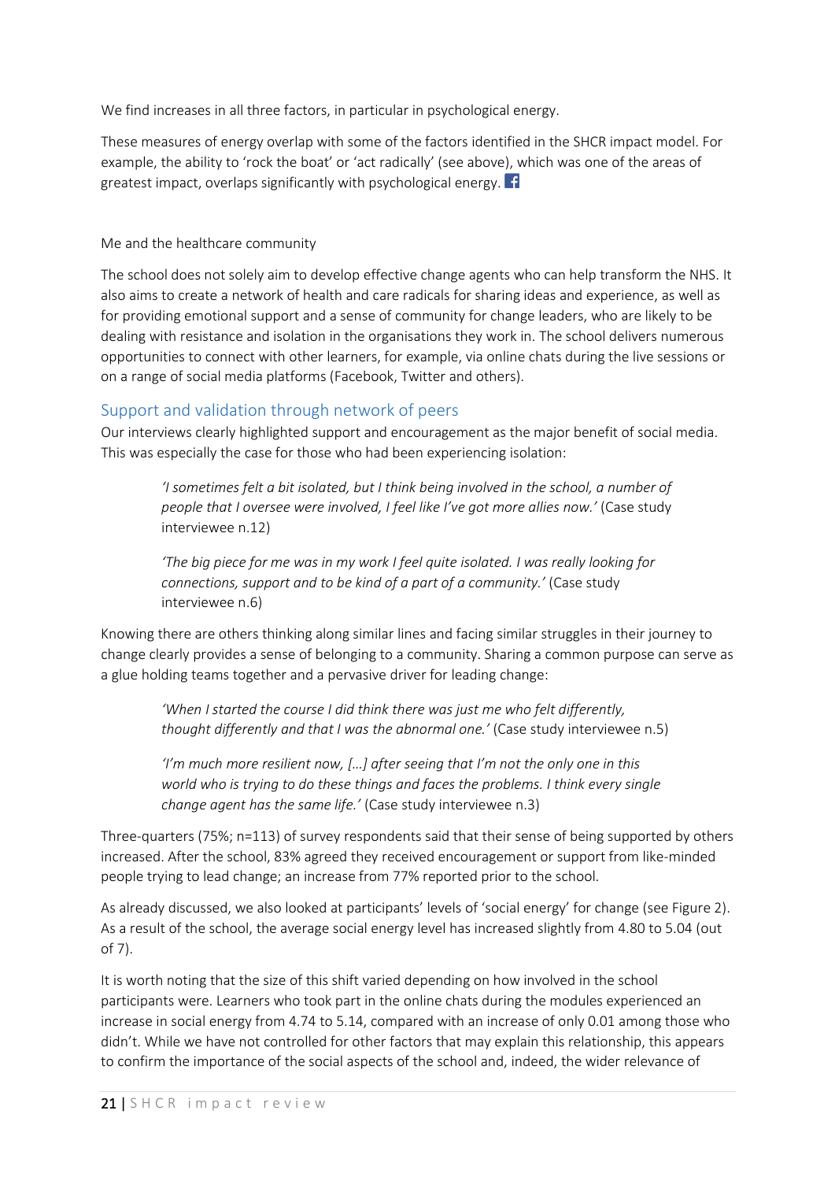We find increases in all three factors, in particular in psychological energy.

These measures of energy overlap with some of the factors identified in the SHCR impact model. For example, the ability to 'rock the boat' or 'act radically' (see above), which was one of the areas of greatest impact, overlaps significantly with psychological energy.

Me and the healthcare community

The school does not solely aim to develop effective change agents who can help transform the NHS. It also aims to create a network of health and care radicals for sharing ideas and experience, as well as for providing emotional support and a sense of community for change leaders, who are likely to be dealing with resistance and isolation in the organisations they work in. The school delivers numerous opportunities to connect with other learners, for example, via online chats during the live sessions or on a range of social media platforms (Facebook, Twitter and others).

## Support and validation through network of peers

Our interviews clearly highlighted support and encouragement as the major benefit of social media. This was especially the case for those who had been experiencing isolation:

> *'I sometimes felt a bit isolated, but I think being involved in the school, a number of people that I oversee were involved, I feel like I've got more allies now.'* (Case study interviewee n.12)

> *'The big piece for me was in my work I feel quite isolated. I was really looking for connections, support and to be kind of a part of a community.'* (Case study interviewee n.6)

Knowing there are others thinking along similar lines and facing similar struggles in their journey to change clearly provides a sense of belonging to a community. Sharing a common purpose can serve as a glue holding teams together and a pervasive driver for leading change:

> *'When I started the course I did think there was just me who felt differently, thought differently and that I was the abnormal one.'* (Case study interviewee n.5)

> *'I'm much more resilient now, […] after seeing that I'm not the only one in this world who is trying to do these things and faces the problems. I think every single change agent has the same life.'* (Case study interviewee n.3)

Three-quarters (75%; n=113) of survey respondents said that their sense of being supported by others increased. After the school, 83% agreed they received encouragement or support from like-minded people trying to lead change; an increase from 77% reported prior to the school.

As already discussed, we also looked at participants' levels of 'social energy' for change (see Figure 2). As a result of the school, the average social energy level has increased slightly from 4.80 to 5.04 (out of 7).

It is worth noting that the size of this shift varied depending on how involved in the school participants were. Learners who took part in the online chats during the modules experienced an increase in social energy from 4.74 to 5.14, compared with an increase of only 0.01 among those who didn't. While we have not controlled for other factors that may explain this relationship, this appears to confirm the importance of the social aspects of the school and, indeed, the wider relevance of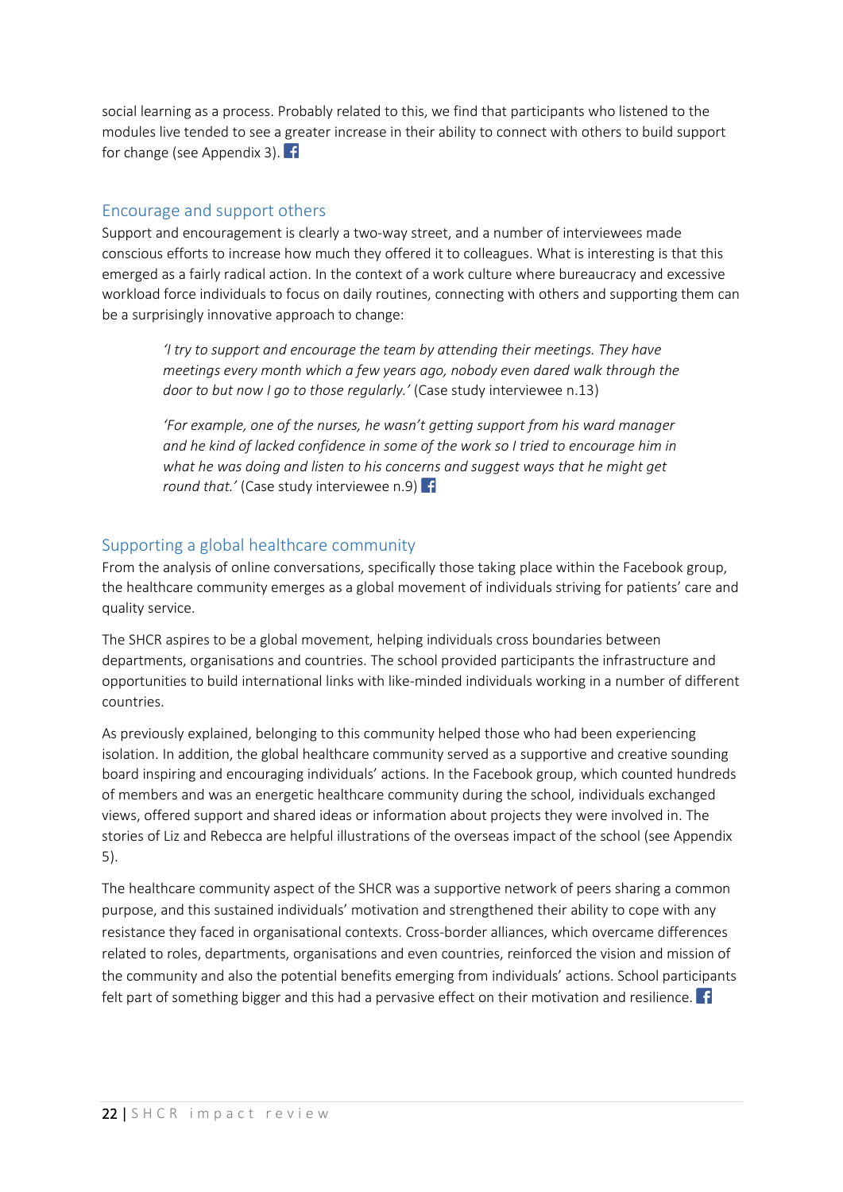social learning as a process. Probably related to this, we find that participants who listened to the modules live tended to see a greater increase in their ability to connect with others to build support for change (see Appendix 3).

## Encourage and support others

Support and encouragement is clearly a two-way street, and a number of interviewees made conscious efforts to increase how much they offered it to colleagues. What is interesting is that this emerged as a fairly radical action. In the context of a work culture where bureaucracy and excessive workload force individuals to focus on daily routines, connecting with others and supporting them can be a surprisingly innovative approach to change:

> *'I try to support and encourage the team by attending their meetings. They have meetings every month which a few years ago, nobody even dared walk through the door to but now I go to those regularly.'* (Case study interviewee n.13)

> *'For example, one of the nurses, he wasn't getting support from his ward manager and he kind of lacked confidence in some of the work so I tried to encourage him in what he was doing and listen to his concerns and suggest ways that he might get round that.'* (Case study interviewee n.9)

## Supporting a global healthcare community

From the analysis of online conversations, specifically those taking place within the Facebook group, the healthcare community emerges as a global movement of individuals striving for patients' care and quality service.

The SHCR aspires to be a global movement, helping individuals cross boundaries between departments, organisations and countries. The school provided participants the infrastructure and opportunities to build international links with like-minded individuals working in a number of different countries.

As previously explained, belonging to this community helped those who had been experiencing isolation. In addition, the global healthcare community served as a supportive and creative sounding board inspiring and encouraging individuals' actions. In the Facebook group, which counted hundreds of members and was an energetic healthcare community during the school, individuals exchanged views, offered support and shared ideas or information about projects they were involved in. The stories of Liz and Rebecca are helpful illustrations of the overseas impact of the school (see Appendix 5).

The healthcare community aspect of the SHCR was a supportive network of peers sharing a common purpose, and this sustained individuals' motivation and strengthened their ability to cope with any resistance they faced in organisational contexts. Cross-border alliances, which overcame differences related to roles, departments, organisations and even countries, reinforced the vision and mission of the community and also the potential benefits emerging from individuals' actions. School participants felt part of something bigger and this had a pervasive effect on their motivation and resilience.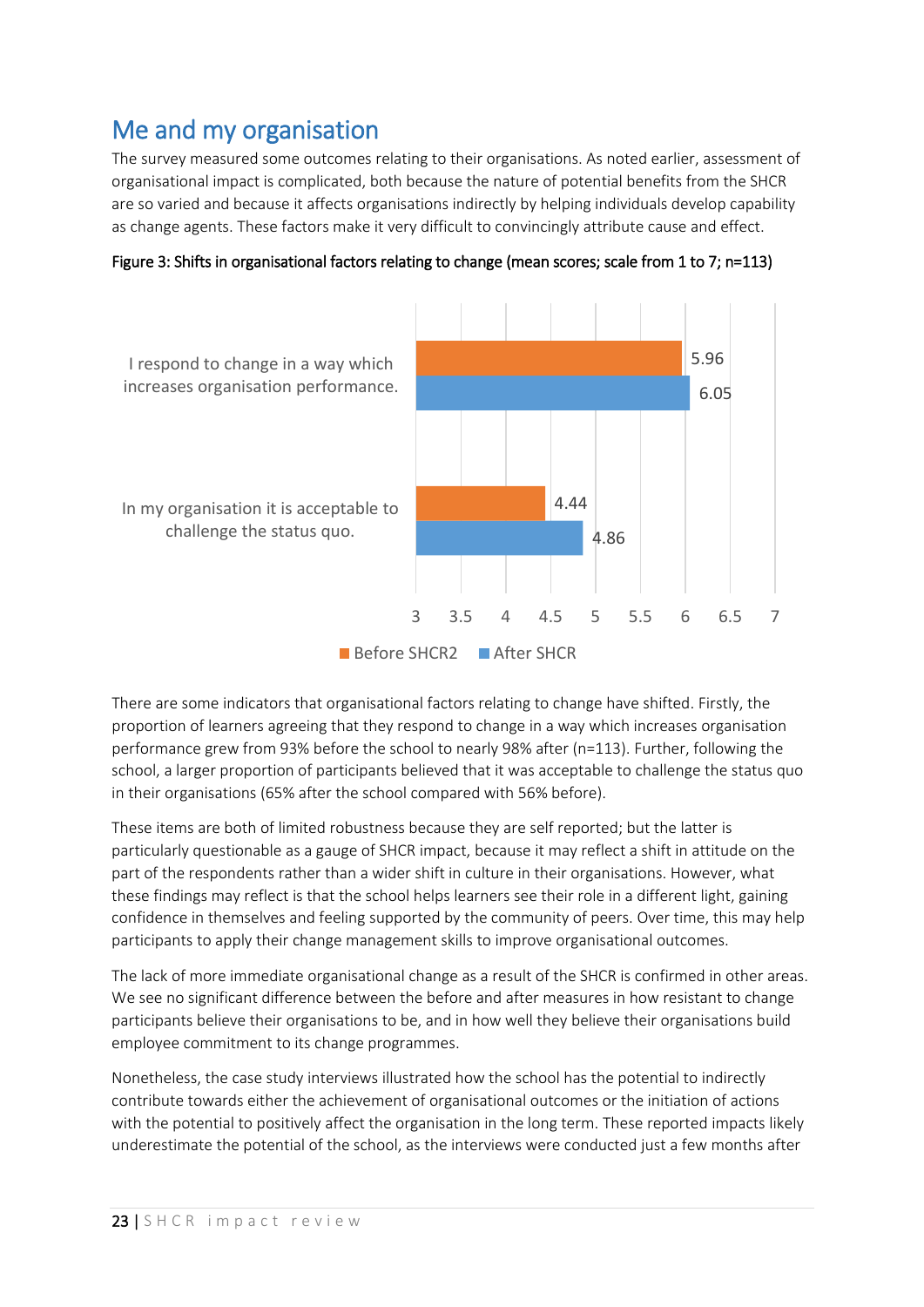## Me and my organisation

The survey measured some outcomes relating to their organisations. As noted earlier, assessment of organisational impact is complicated, both because the nature of potential benefits from the SHCR are so varied and because it affects organisations indirectly by helping individuals develop capability as change agents. These factors make it very difficult to convincingly attribute cause and effect.

**Figure 3: Shifts in organisational factors relating to change (mean scores; scale from 1 to 7; n=113)**

| | Before SHCR2 | After SHCR |
|---|---|---|
| I respond to change in a way which increases organisation performance. | 5.96 | 6.05 |
| In my organisation it is acceptable to challenge the status quo. | 4.44 | 4.86 |

There are some indicators that organisational factors relating to change have shifted. Firstly, the proportion of learners agreeing that they respond to change in a way which increases organisation performance grew from 93% before the school to nearly 98% after (n=113). Further, following the school, a larger proportion of participants believed that it was acceptable to challenge the status quo in their organisations (65% after the school compared with 56% before).

These items are both of limited robustness because they are self reported; but the latter is particularly questionable as a gauge of SHCR impact, because it may reflect a shift in attitude on the part of the respondents rather than a wider shift in culture in their organisations. However, what these findings may reflect is that the school helps learners see their role in a different light, gaining confidence in themselves and feeling supported by the community of peers. Over time, this may help participants to apply their change management skills to improve organisational outcomes.

The lack of more immediate organisational change as a result of the SHCR is confirmed in other areas. We see no significant difference between the before and after measures in how resistant to change participants believe their organisations to be, and in how well they believe their organisations build employee commitment to its change programmes.

Nonetheless, the case study interviews illustrated how the school has the potential to indirectly contribute towards either the achievement of organisational outcomes or the initiation of actions with the potential to positively affect the organisation in the long term. These reported impacts likely underestimate the potential of the school, as the interviews were conducted just a few months after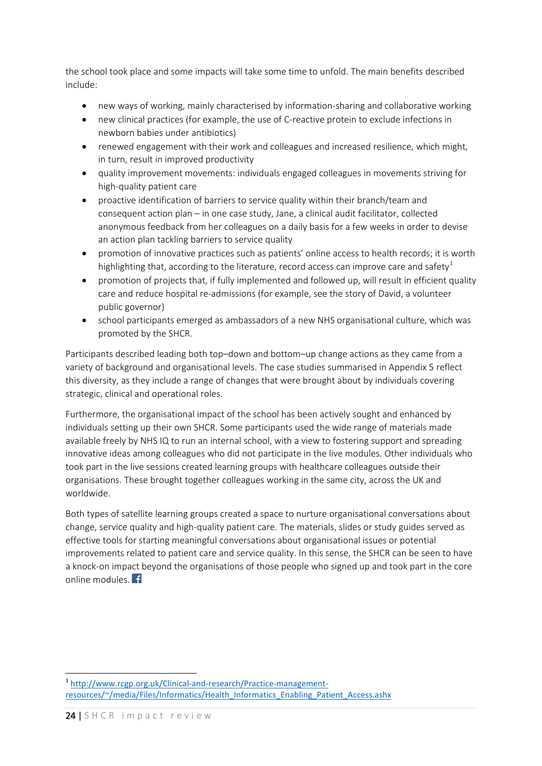the school took place and some impacts will take some time to unfold. The main benefits described include:

- new ways of working, mainly characterised by information-sharing and collaborative working
- new clinical practices (for example, the use of C-reactive protein to exclude infections in newborn babies under antibiotics)
- renewed engagement with their work and colleagues and increased resilience, which might, in turn, result in improved productivity
- quality improvement movements: individuals engaged colleagues in movements striving for high-quality patient care
- proactive identification of barriers to service quality within their branch/team and consequent action plan – in one case study, Jane, a clinical audit facilitator, collected anonymous feedback from her colleagues on a daily basis for a few weeks in order to devise an action plan tackling barriers to service quality
- promotion of innovative practices such as patients' online access to health records; it is worth highlighting that, according to the literature, record access can improve care and safety[1]
- promotion of projects that, if fully implemented and followed up, will result in efficient quality care and reduce hospital re-admissions (for example, see the story of David, a volunteer public governor)
- school participants emerged as ambassadors of a new NHS organisational culture, which was promoted by the SHCR.

Participants described leading both top–down and bottom–up change actions as they came from a variety of background and organisational levels. The case studies summarised in Appendix 5 reflect this diversity, as they include a range of changes that were brought about by individuals covering strategic, clinical and operational roles.

Furthermore, the organisational impact of the school has been actively sought and enhanced by individuals setting up their own SHCR. Some participants used the wide range of materials made available freely by NHS IQ to run an internal school, with a view to fostering support and spreading innovative ideas among colleagues who did not participate in the live modules. Other individuals who took part in the live sessions created learning groups with healthcare colleagues outside their organisations. These brought together colleagues working in the same city, across the UK and worldwide.

Both types of satellite learning groups created a space to nurture organisational conversations about change, service quality and high-quality patient care. The materials, slides or study guides served as effective tools for starting meaningful conversations about organisational issues or potential improvements related to patient care and service quality. In this sense, the SHCR can be seen to have a knock-on impact beyond the organisations of those people who signed up and took part in the core online modules.

[1] http://www.rcgp.org.uk/Clinical-and-research/Practice-management-resources/~/media/Files/Informatics/Health_Informatics_Enabling_Patient_Access.ashx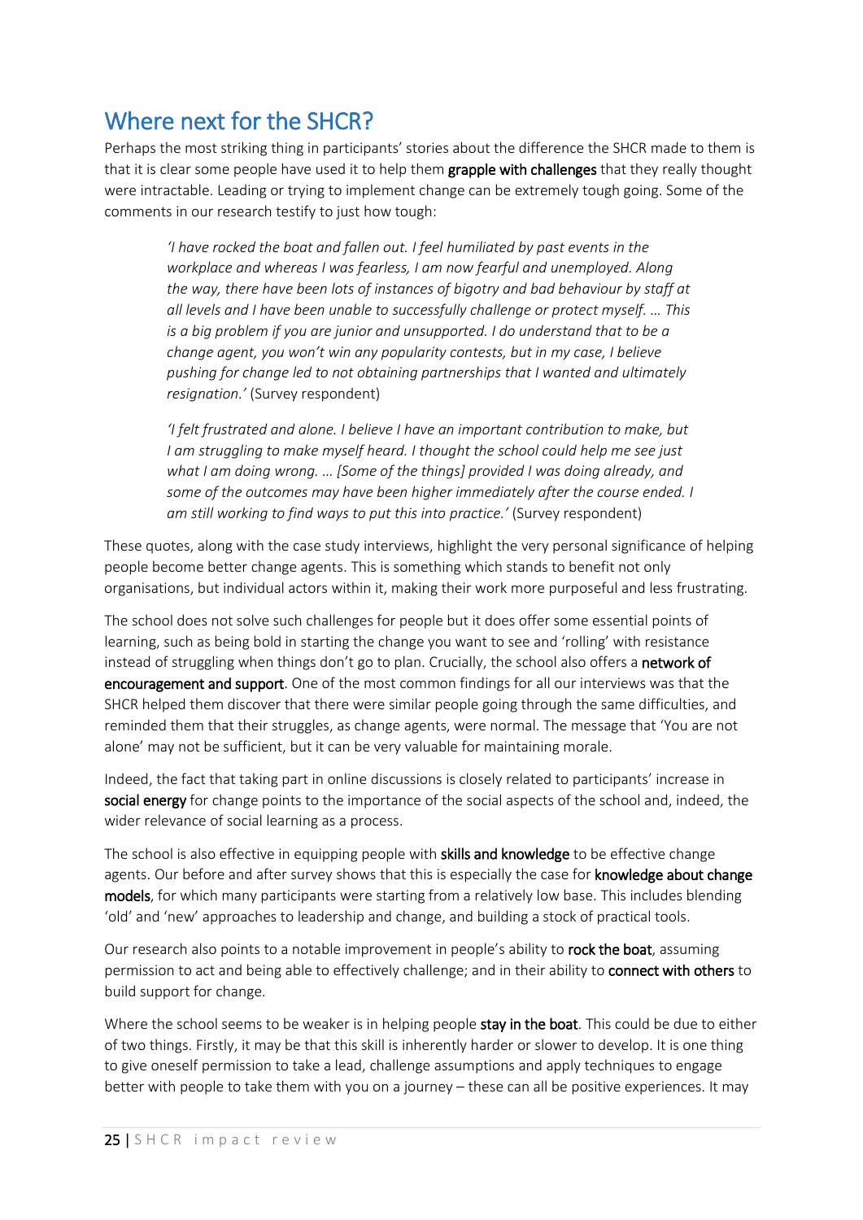## Where next for the SHCR?

Perhaps the most striking thing in participants' stories about the difference the SHCR made to them is that it is clear some people have used it to help them **grapple with challenges** that they really thought were intractable. Leading or trying to implement change can be extremely tough going. Some of the comments in our research testify to just how tough:

> *'I have rocked the boat and fallen out. I feel humiliated by past events in the workplace and whereas I was fearless, I am now fearful and unemployed. Along the way, there have been lots of instances of bigotry and bad behaviour by staff at all levels and I have been unable to successfully challenge or protect myself. … This is a big problem if you are junior and unsupported. I do understand that to be a change agent, you won't win any popularity contests, but in my case, I believe pushing for change led to not obtaining partnerships that I wanted and ultimately resignation.'* (Survey respondent)

> *'I felt frustrated and alone. I believe I have an important contribution to make, but I am struggling to make myself heard. I thought the school could help me see just what I am doing wrong. … [Some of the things] provided I was doing already, and some of the outcomes may have been higher immediately after the course ended. I am still working to find ways to put this into practice.'* (Survey respondent)

These quotes, along with the case study interviews, highlight the very personal significance of helping people become better change agents. This is something which stands to benefit not only organisations, but individual actors within it, making their work more purposeful and less frustrating.

The school does not solve such challenges for people but it does offer some essential points of learning, such as being bold in starting the change you want to see and 'rolling' with resistance instead of struggling when things don't go to plan. Crucially, the school also offers a **network of encouragement and support**. One of the most common findings for all our interviews was that the SHCR helped them discover that there were similar people going through the same difficulties, and reminded them that their struggles, as change agents, were normal. The message that 'You are not alone' may not be sufficient, but it can be very valuable for maintaining morale.

Indeed, the fact that taking part in online discussions is closely related to participants' increase in **social energy** for change points to the importance of the social aspects of the school and, indeed, the wider relevance of social learning as a process.

The school is also effective in equipping people with **skills and knowledge** to be effective change agents. Our before and after survey shows that this is especially the case for **knowledge about change models**, for which many participants were starting from a relatively low base. This includes blending 'old' and 'new' approaches to leadership and change, and building a stock of practical tools.

Our research also points to a notable improvement in people's ability to **rock the boat**, assuming permission to act and being able to effectively challenge; and in their ability to **connect with others** to build support for change.

Where the school seems to be weaker is in helping people **stay in the boat**. This could be due to either of two things. Firstly, it may be that this skill is inherently harder or slower to develop. It is one thing to give oneself permission to take a lead, challenge assumptions and apply techniques to engage better with people to take them with you on a journey – these can all be positive experiences. It may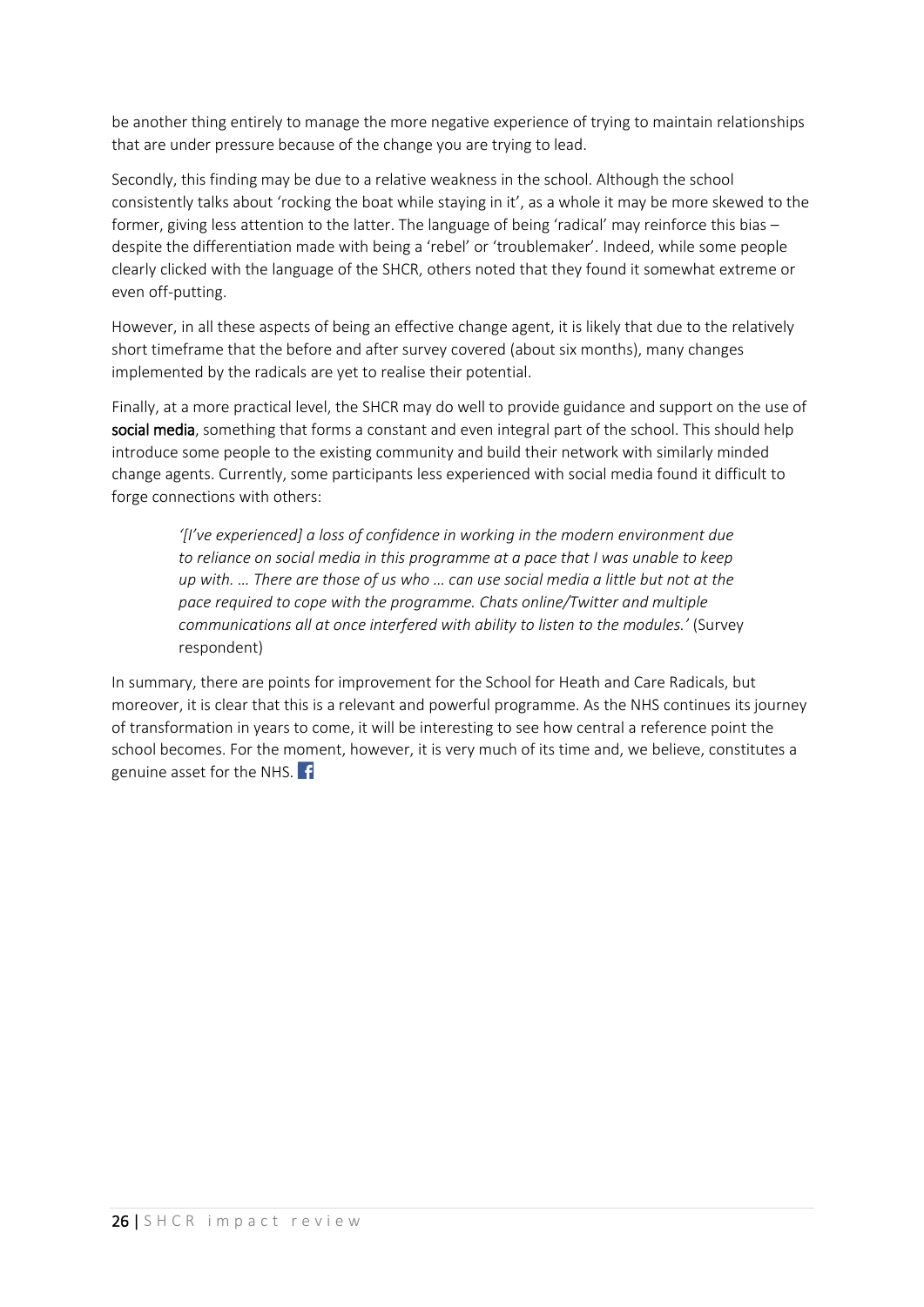be another thing entirely to manage the more negative experience of trying to maintain relationships that are under pressure because of the change you are trying to lead.

Secondly, this finding may be due to a relative weakness in the school. Although the school consistently talks about 'rocking the boat while staying in it', as a whole it may be more skewed to the former, giving less attention to the latter. The language of being 'radical' may reinforce this bias – despite the differentiation made with being a 'rebel' or 'troublemaker'. Indeed, while some people clearly clicked with the language of the SHCR, others noted that they found it somewhat extreme or even off-putting.

However, in all these aspects of being an effective change agent, it is likely that due to the relatively short timeframe that the before and after survey covered (about six months), many changes implemented by the radicals are yet to realise their potential.

Finally, at a more practical level, the SHCR may do well to provide guidance and support on the use of **social media**, something that forms a constant and even integral part of the school. This should help introduce some people to the existing community and build their network with similarly minded change agents. Currently, some participants less experienced with social media found it difficult to forge connections with others:

> *'[I've experienced] a loss of confidence in working in the modern environment due to reliance on social media in this programme at a pace that I was unable to keep up with. … There are those of us who … can use social media a little but not at the pace required to cope with the programme. Chats online/Twitter and multiple communications all at once interfered with ability to listen to the modules.'* (Survey respondent)

In summary, there are points for improvement for the School for Heath and Care Radicals, but moreover, it is clear that this is a relevant and powerful programme. As the NHS continues its journey of transformation in years to come, it will be interesting to see how central a reference point the school becomes. For the moment, however, it is very much of its time and, we believe, constitutes a genuine asset for the NHS.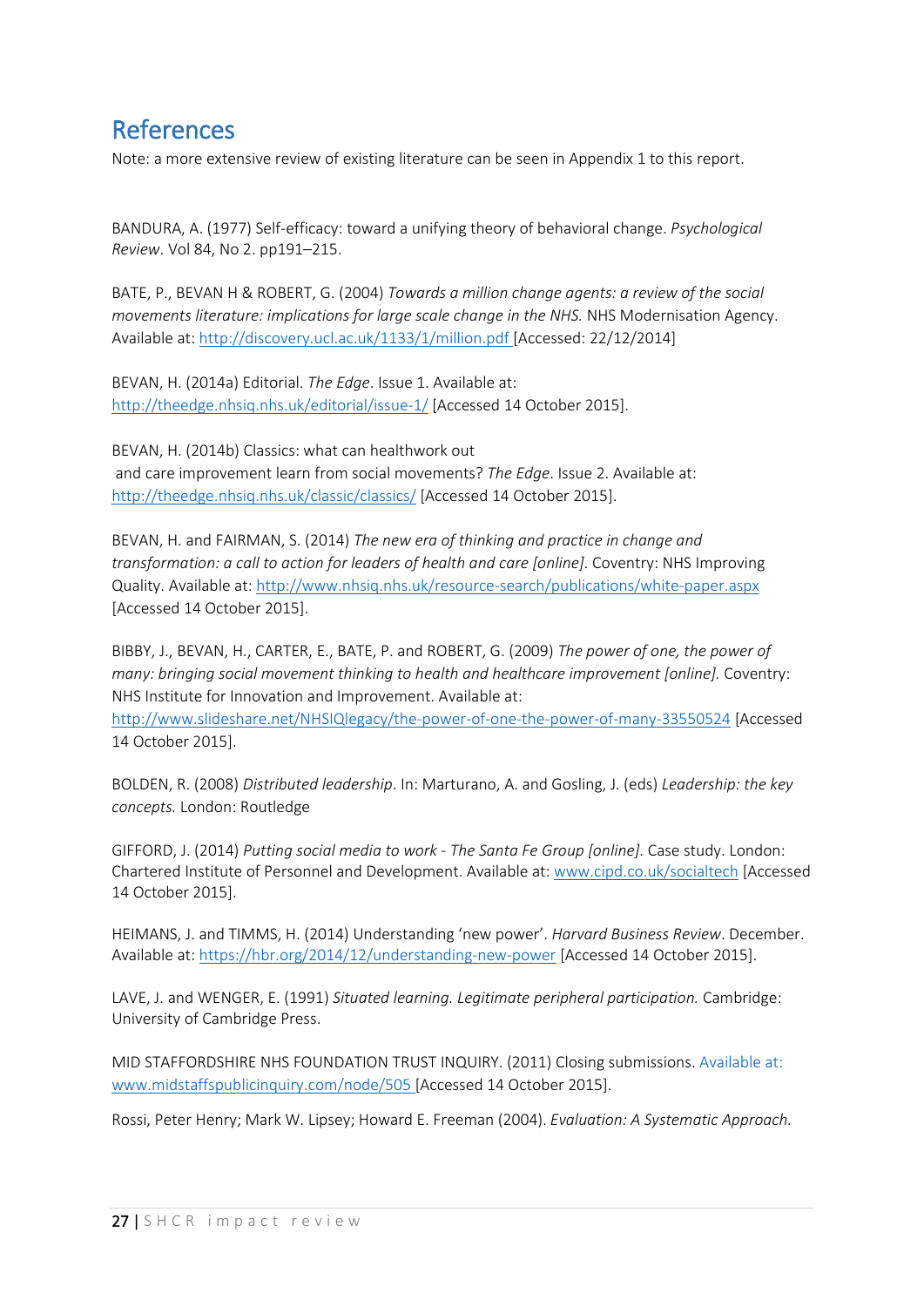# References

Note: a more extensive review of existing literature can be seen in Appendix 1 to this report.

BANDURA, A. (1977) Self-efficacy: toward a unifying theory of behavioral change. *Psychological Review*. Vol 84, No 2. pp191–215.

BATE, P., BEVAN H & ROBERT, G. (2004) *Towards a million change agents: a review of the social movements literature: implications for large scale change in the NHS.* NHS Modernisation Agency. Available at: http://discovery.ucl.ac.uk/1133/1/million.pdf [Accessed: 22/12/2014]

BEVAN, H. (2014a) Editorial. *The Edge*. Issue 1. Available at: http://theedge.nhsiq.nhs.uk/editorial/issue-1/ [Accessed 14 October 2015].

BEVAN, H. (2014b) Classics: what can healthwork out and care improvement learn from social movements? *The Edge*. Issue 2. Available at: http://theedge.nhsiq.nhs.uk/classic/classics/ [Accessed 14 October 2015].

BEVAN, H. and FAIRMAN, S. (2014) *The new era of thinking and practice in change and transformation: a call to action for leaders of health and care [online]*. Coventry: NHS Improving Quality. Available at: http://www.nhsiq.nhs.uk/resource-search/publications/white-paper.aspx [Accessed 14 October 2015].

BIBBY, J., BEVAN, H., CARTER, E., BATE, P. and ROBERT, G. (2009) *The power of one, the power of many: bringing social movement thinking to health and healthcare improvement [online].* Coventry: NHS Institute for Innovation and Improvement. Available at: http://www.slideshare.net/NHSIQlegacy/the-power-of-one-the-power-of-many-33550524 [Accessed 14 October 2015].

BOLDEN, R. (2008) *Distributed leadership*. In: Marturano, A. and Gosling, J. (eds) *Leadership: the key concepts.* London: Routledge

GIFFORD, J. (2014) *Putting social media to work - The Santa Fe Group [online]*. Case study. London: Chartered Institute of Personnel and Development. Available at: www.cipd.co.uk/socialtech [Accessed 14 October 2015].

HEIMANS, J. and TIMMS, H. (2014) Understanding 'new power'. *Harvard Business Review*. December. Available at: https://hbr.org/2014/12/understanding-new-power [Accessed 14 October 2015].

LAVE, J. and WENGER, E. (1991) *Situated learning. Legitimate peripheral participation.* Cambridge: University of Cambridge Press.

MID STAFFORDSHIRE NHS FOUNDATION TRUST INQUIRY. (2011) Closing submissions. Available at: www.midstaffspublicinquiry.com/node/505 [Accessed 14 October 2015].

Rossi, Peter Henry; Mark W. Lipsey; Howard E. Freeman (2004). *Evaluation: A Systematic Approach.*